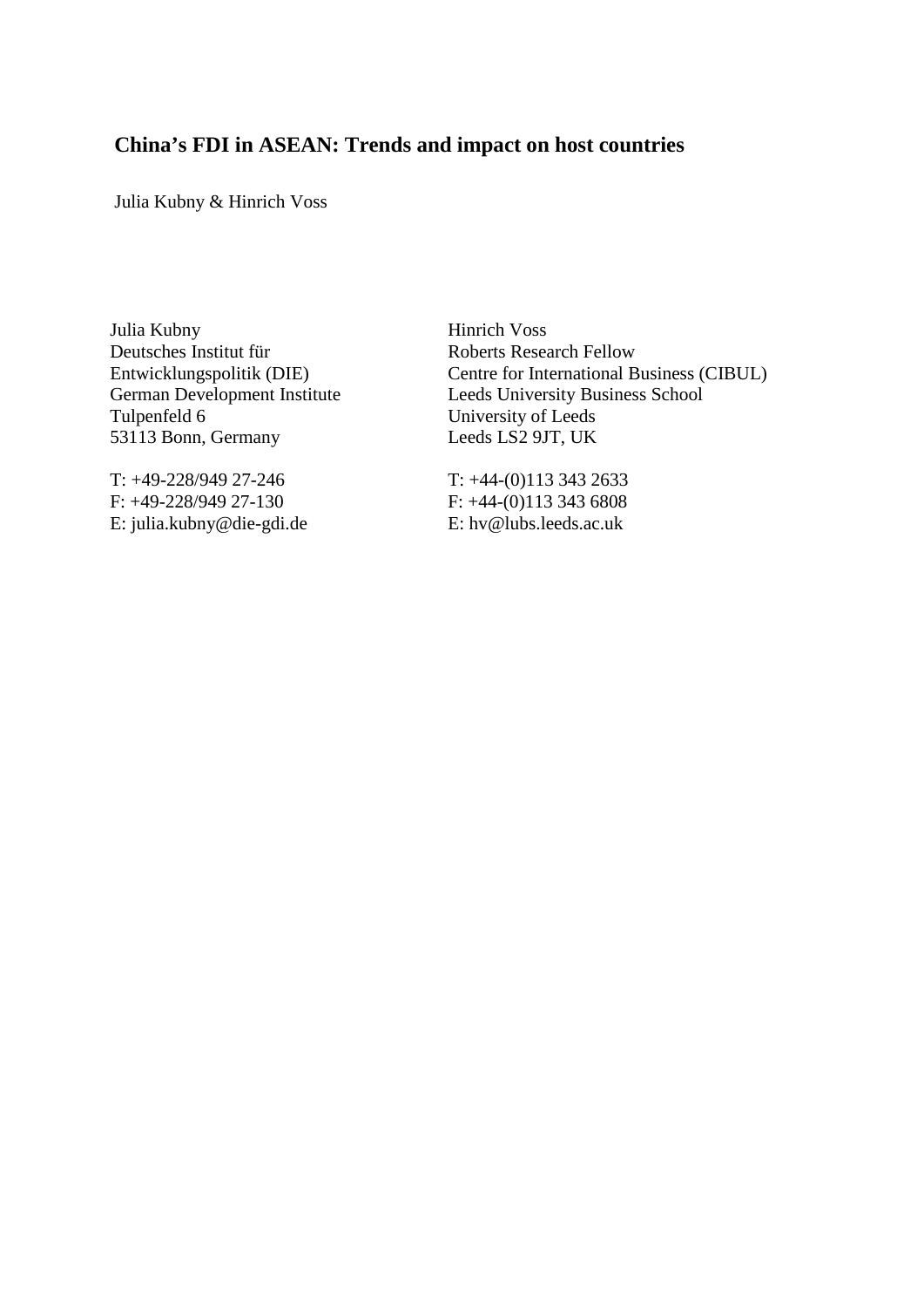# China's FDI in ASEAN: Trends and impact on host countries

Julia Kubny & Hinrich Voss

Julia Kubny
Deutsches Institut für Entwicklungspolitik (DIE)
German Development Institute
Tulpenfeld 6
53113 Bonn, Germany

T: +49-228/949 27-246
F: +49-228/949 27-130
E: julia.kubny@die-gdi.de

Hinrich Voss
Roberts Research Fellow
Centre for International Business (CIBUL)
Leeds University Business School
University of Leeds
Leeds LS2 9JT, UK

T: +44-(0)113 343 2633
F: +44-(0)113 343 6808
E: hv@lubs.leeds.ac.uk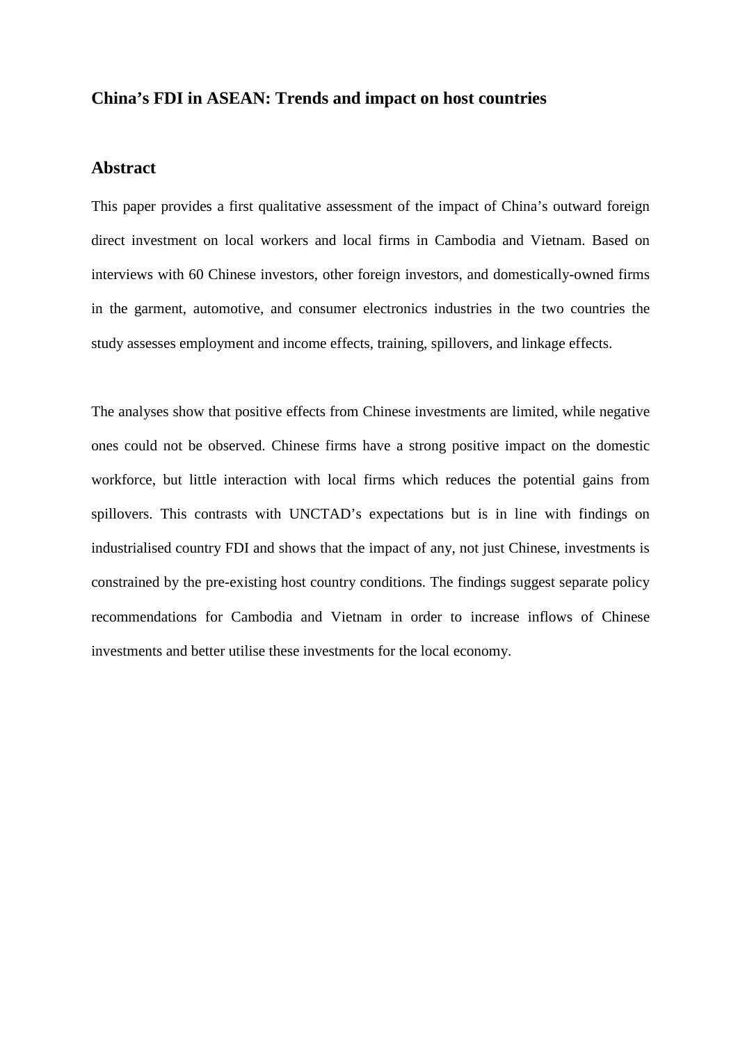# China's FDI in ASEAN: Trends and impact on host countries

## Abstract

This paper provides a first qualitative assessment of the impact of China's outward foreign direct investment on local workers and local firms in Cambodia and Vietnam. Based on interviews with 60 Chinese investors, other foreign investors, and domestically-owned firms in the garment, automotive, and consumer electronics industries in the two countries the study assesses employment and income effects, training, spillovers, and linkage effects.

The analyses show that positive effects from Chinese investments are limited, while negative ones could not be observed. Chinese firms have a strong positive impact on the domestic workforce, but little interaction with local firms which reduces the potential gains from spillovers. This contrasts with UNCTAD's expectations but is in line with findings on industrialised country FDI and shows that the impact of any, not just Chinese, investments is constrained by the pre-existing host country conditions. The findings suggest separate policy recommendations for Cambodia and Vietnam in order to increase inflows of Chinese investments and better utilise these investments for the local economy.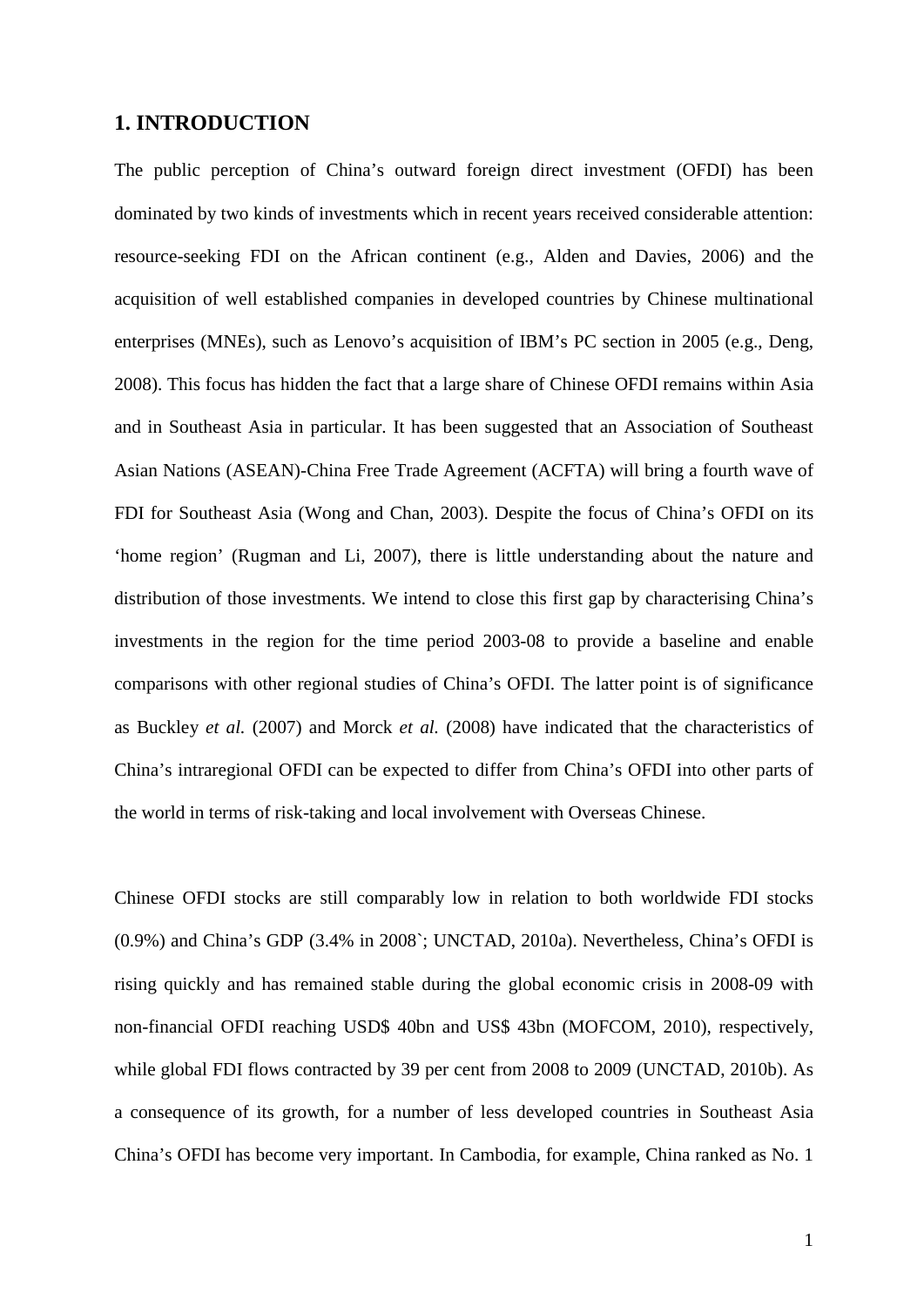# 1. INTRODUCTION

The public perception of China's outward foreign direct investment (OFDI) has been dominated by two kinds of investments which in recent years received considerable attention: resource-seeking FDI on the African continent (e.g., Alden and Davies, 2006) and the acquisition of well established companies in developed countries by Chinese multinational enterprises (MNEs), such as Lenovo's acquisition of IBM's PC section in 2005 (e.g., Deng, 2008). This focus has hidden the fact that a large share of Chinese OFDI remains within Asia and in Southeast Asia in particular. It has been suggested that an Association of Southeast Asian Nations (ASEAN)-China Free Trade Agreement (ACFTA) will bring a fourth wave of FDI for Southeast Asia (Wong and Chan, 2003). Despite the focus of China's OFDI on its 'home region' (Rugman and Li, 2007), there is little understanding about the nature and distribution of those investments. We intend to close this first gap by characterising China's investments in the region for the time period 2003-08 to provide a baseline and enable comparisons with other regional studies of China's OFDI. The latter point is of significance as Buckley *et al.* (2007) and Morck *et al.* (2008) have indicated that the characteristics of China's intraregional OFDI can be expected to differ from China's OFDI into other parts of the world in terms of risk-taking and local involvement with Overseas Chinese.

Chinese OFDI stocks are still comparably low in relation to both worldwide FDI stocks (0.9%) and China's GDP (3.4% in 2008`; UNCTAD, 2010a). Nevertheless, China's OFDI is rising quickly and has remained stable during the global economic crisis in 2008-09 with non-financial OFDI reaching USD$ 40bn and US$ 43bn (MOFCOM, 2010), respectively, while global FDI flows contracted by 39 per cent from 2008 to 2009 (UNCTAD, 2010b). As a consequence of its growth, for a number of less developed countries in Southeast Asia China's OFDI has become very important. In Cambodia, for example, China ranked as No. 1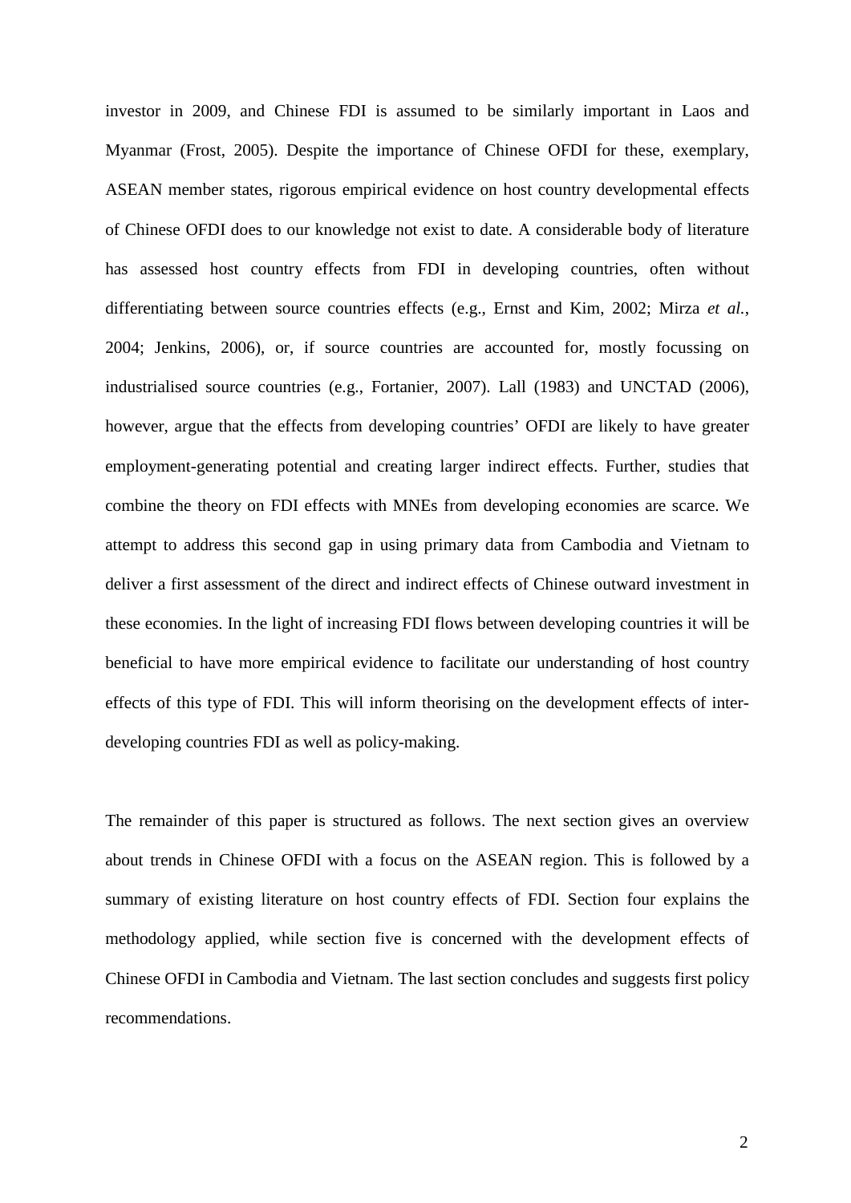investor in 2009, and Chinese FDI is assumed to be similarly important in Laos and Myanmar (Frost, 2005). Despite the importance of Chinese OFDI for these, exemplary, ASEAN member states, rigorous empirical evidence on host country developmental effects of Chinese OFDI does to our knowledge not exist to date. A considerable body of literature has assessed host country effects from FDI in developing countries, often without differentiating between source countries effects (e.g., Ernst and Kim, 2002; Mirza *et al.*, 2004; Jenkins, 2006), or, if source countries are accounted for, mostly focussing on industrialised source countries (e.g., Fortanier, 2007). Lall (1983) and UNCTAD (2006), however, argue that the effects from developing countries' OFDI are likely to have greater employment-generating potential and creating larger indirect effects. Further, studies that combine the theory on FDI effects with MNEs from developing economies are scarce. We attempt to address this second gap in using primary data from Cambodia and Vietnam to deliver a first assessment of the direct and indirect effects of Chinese outward investment in these economies. In the light of increasing FDI flows between developing countries it will be beneficial to have more empirical evidence to facilitate our understanding of host country effects of this type of FDI. This will inform theorising on the development effects of inter-developing countries FDI as well as policy-making.

The remainder of this paper is structured as follows. The next section gives an overview about trends in Chinese OFDI with a focus on the ASEAN region. This is followed by a summary of existing literature on host country effects of FDI. Section four explains the methodology applied, while section five is concerned with the development effects of Chinese OFDI in Cambodia and Vietnam. The last section concludes and suggests first policy recommendations.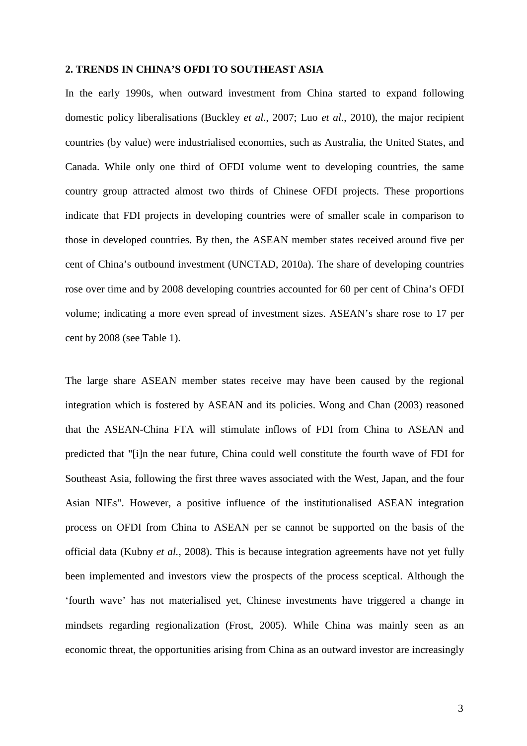## 2. TRENDS IN CHINA'S OFDI TO SOUTHEAST ASIA

In the early 1990s, when outward investment from China started to expand following domestic policy liberalisations (Buckley *et al.*, 2007; Luo *et al.*, 2010), the major recipient countries (by value) were industrialised economies, such as Australia, the United States, and Canada. While only one third of OFDI volume went to developing countries, the same country group attracted almost two thirds of Chinese OFDI projects. These proportions indicate that FDI projects in developing countries were of smaller scale in comparison to those in developed countries. By then, the ASEAN member states received around five per cent of China's outbound investment (UNCTAD, 2010a). The share of developing countries rose over time and by 2008 developing countries accounted for 60 per cent of China's OFDI volume; indicating a more even spread of investment sizes. ASEAN's share rose to 17 per cent by 2008 (see Table 1).

The large share ASEAN member states receive may have been caused by the regional integration which is fostered by ASEAN and its policies. Wong and Chan (2003) reasoned that the ASEAN-China FTA will stimulate inflows of FDI from China to ASEAN and predicted that "[i]n the near future, China could well constitute the fourth wave of FDI for Southeast Asia, following the first three waves associated with the West, Japan, and the four Asian NIEs". However, a positive influence of the institutionalised ASEAN integration process on OFDI from China to ASEAN per se cannot be supported on the basis of the official data (Kubny *et al.*, 2008). This is because integration agreements have not yet fully been implemented and investors view the prospects of the process sceptical. Although the 'fourth wave' has not materialised yet, Chinese investments have triggered a change in mindsets regarding regionalization (Frost, 2005). While China was mainly seen as an economic threat, the opportunities arising from China as an outward investor are increasingly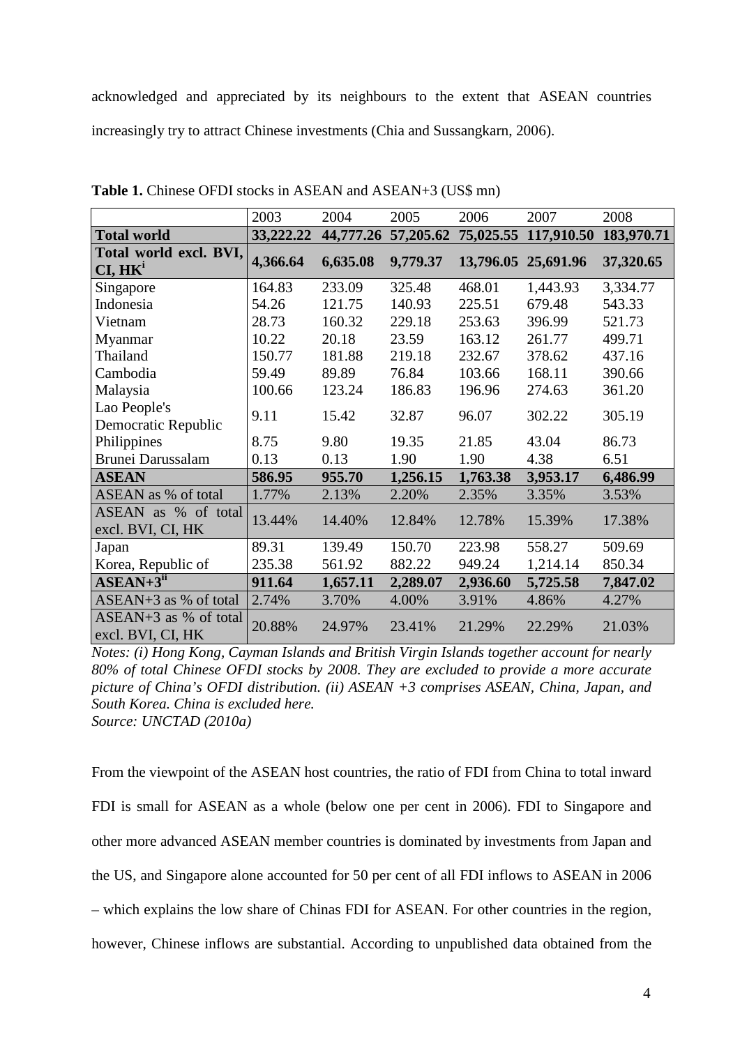acknowledged and appreciated by its neighbours to the extent that ASEAN countries increasingly try to attract Chinese investments (Chia and Sussangkarn, 2006).

**Table 1.** Chinese OFDI stocks in ASEAN and ASEAN+3 (US$ mn)

| | 2003 | 2004 | 2005 | 2006 | 2007 | 2008 |
|---|---|---|---|---|---|---|
| **Total world** | **33,222.22** | **44,777.26** | **57,205.62** | **75,025.55** | **117,910.50** | **183,970.71** |
| **Total world excl. BVI, CI, HK[i]** | **4,366.64** | **6,635.08** | **9,779.37** | **13,796.05** | **25,691.96** | **37,320.65** |
| Singapore | 164.83 | 233.09 | 325.48 | 468.01 | 1,443.93 | 3,334.77 |
| Indonesia | 54.26 | 121.75 | 140.93 | 225.51 | 679.48 | 543.33 |
| Vietnam | 28.73 | 160.32 | 229.18 | 253.63 | 396.99 | 521.73 |
| Myanmar | 10.22 | 20.18 | 23.59 | 163.12 | 261.77 | 499.71 |
| Thailand | 150.77 | 181.88 | 219.18 | 232.67 | 378.62 | 437.16 |
| Cambodia | 59.49 | 89.89 | 76.84 | 103.66 | 168.11 | 390.66 |
| Malaysia | 100.66 | 123.24 | 186.83 | 196.96 | 274.63 | 361.20 |
| Lao People's Democratic Republic | 9.11 | 15.42 | 32.87 | 96.07 | 302.22 | 305.19 |
| Philippines | 8.75 | 9.80 | 19.35 | 21.85 | 43.04 | 86.73 |
| Brunei Darussalam | 0.13 | 0.13 | 1.90 | 1.90 | 4.38 | 6.51 |
| **ASEAN** | **586.95** | **955.70** | **1,256.15** | **1,763.38** | **3,953.17** | **6,486.99** |
| ASEAN as % of total | 1.77% | 2.13% | 2.20% | 2.35% | 3.35% | 3.53% |
| ASEAN as % of total excl. BVI, CI, HK | 13.44% | 14.40% | 12.84% | 12.78% | 15.39% | 17.38% |
| Japan | 89.31 | 139.49 | 150.70 | 223.98 | 558.27 | 509.69 |
| Korea, Republic of | 235.38 | 561.92 | 882.22 | 949.24 | 1,214.14 | 850.34 |
| **ASEAN+3[ii]** | **911.64** | **1,657.11** | **2,289.07** | **2,936.60** | **5,725.58** | **7,847.02** |
| ASEAN+3 as % of total | 2.74% | 3.70% | 4.00% | 3.91% | 4.86% | 4.27% |
| ASEAN+3 as % of total excl. BVI, CI, HK | 20.88% | 24.97% | 23.41% | 21.29% | 22.29% | 21.03% |

*Notes: (i) Hong Kong, Cayman Islands and British Virgin Islands together account for nearly 80% of total Chinese OFDI stocks by 2008. They are excluded to provide a more accurate picture of China's OFDI distribution. (ii) ASEAN +3 comprises ASEAN, China, Japan, and South Korea. China is excluded here.*
*Source: UNCTAD (2010a)*

From the viewpoint of the ASEAN host countries, the ratio of FDI from China to total inward FDI is small for ASEAN as a whole (below one per cent in 2006). FDI to Singapore and other more advanced ASEAN member countries is dominated by investments from Japan and the US, and Singapore alone accounted for 50 per cent of all FDI inflows to ASEAN in 2006 – which explains the low share of Chinas FDI for ASEAN. For other countries in the region, however, Chinese inflows are substantial. According to unpublished data obtained from the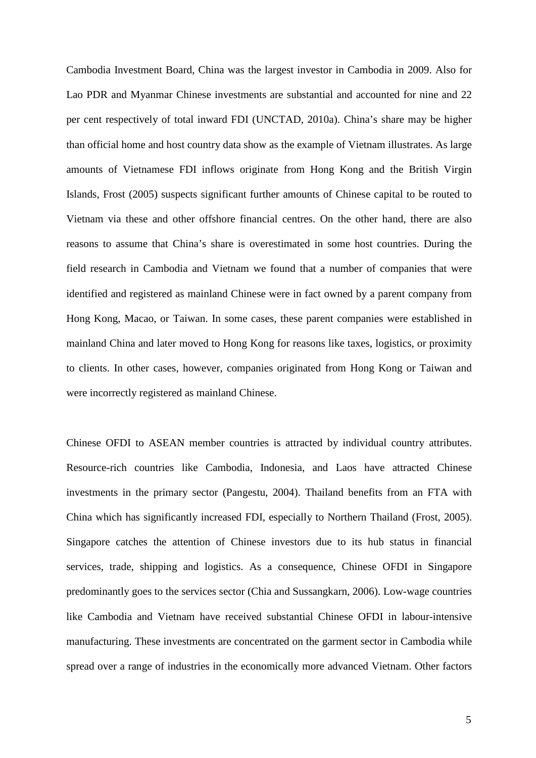Cambodia Investment Board, China was the largest investor in Cambodia in 2009. Also for Lao PDR and Myanmar Chinese investments are substantial and accounted for nine and 22 per cent respectively of total inward FDI (UNCTAD, 2010a). China's share may be higher than official home and host country data show as the example of Vietnam illustrates. As large amounts of Vietnamese FDI inflows originate from Hong Kong and the British Virgin Islands, Frost (2005) suspects significant further amounts of Chinese capital to be routed to Vietnam via these and other offshore financial centres. On the other hand, there are also reasons to assume that China's share is overestimated in some host countries. During the field research in Cambodia and Vietnam we found that a number of companies that were identified and registered as mainland Chinese were in fact owned by a parent company from Hong Kong, Macao, or Taiwan. In some cases, these parent companies were established in mainland China and later moved to Hong Kong for reasons like taxes, logistics, or proximity to clients. In other cases, however, companies originated from Hong Kong or Taiwan and were incorrectly registered as mainland Chinese.

Chinese OFDI to ASEAN member countries is attracted by individual country attributes. Resource-rich countries like Cambodia, Indonesia, and Laos have attracted Chinese investments in the primary sector (Pangestu, 2004). Thailand benefits from an FTA with China which has significantly increased FDI, especially to Northern Thailand (Frost, 2005). Singapore catches the attention of Chinese investors due to its hub status in financial services, trade, shipping and logistics. As a consequence, Chinese OFDI in Singapore predominantly goes to the services sector (Chia and Sussangkarn, 2006). Low-wage countries like Cambodia and Vietnam have received substantial Chinese OFDI in labour-intensive manufacturing. These investments are concentrated on the garment sector in Cambodia while spread over a range of industries in the economically more advanced Vietnam. Other factors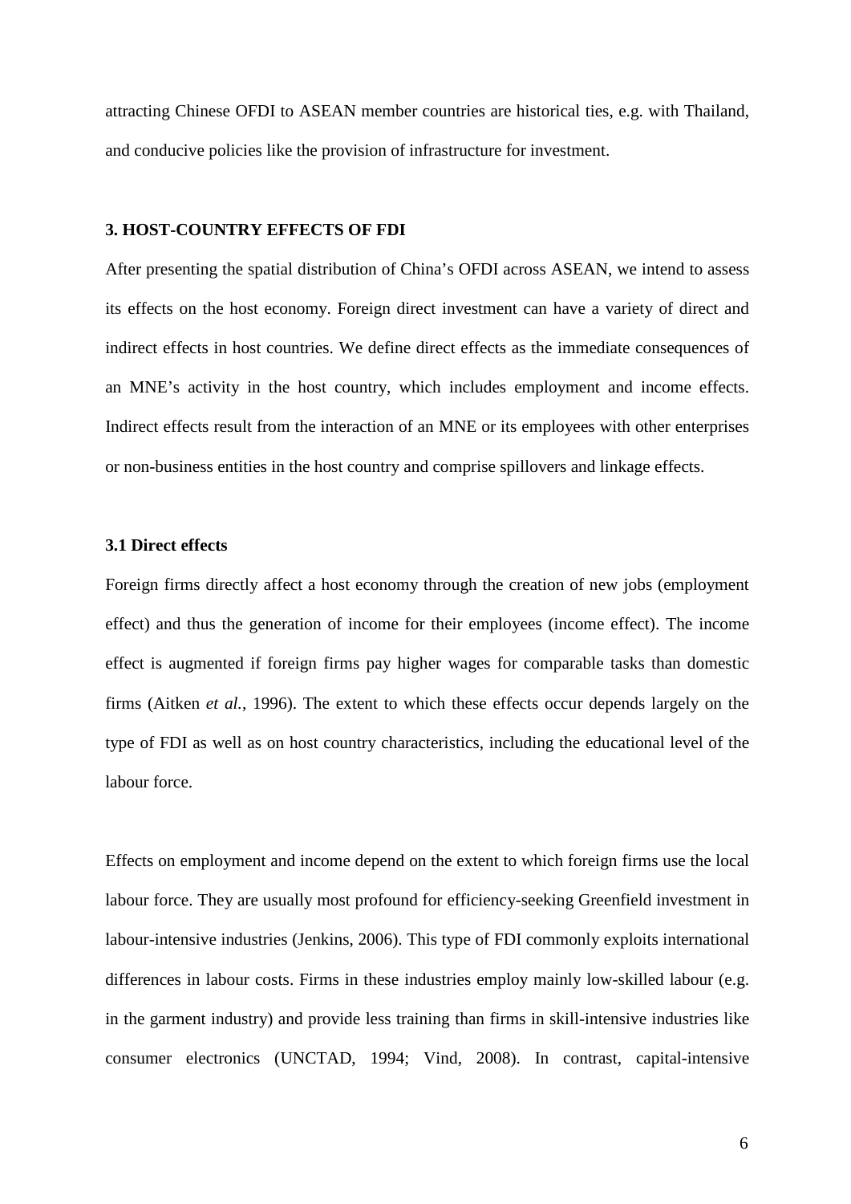attracting Chinese OFDI to ASEAN member countries are historical ties, e.g. with Thailand, and conducive policies like the provision of infrastructure for investment.

## 3. HOST-COUNTRY EFFECTS OF FDI

After presenting the spatial distribution of China's OFDI across ASEAN, we intend to assess its effects on the host economy. Foreign direct investment can have a variety of direct and indirect effects in host countries. We define direct effects as the immediate consequences of an MNE's activity in the host country, which includes employment and income effects. Indirect effects result from the interaction of an MNE or its employees with other enterprises or non-business entities in the host country and comprise spillovers and linkage effects.

### 3.1 Direct effects

Foreign firms directly affect a host economy through the creation of new jobs (employment effect) and thus the generation of income for their employees (income effect). The income effect is augmented if foreign firms pay higher wages for comparable tasks than domestic firms (Aitken *et al.*, 1996). The extent to which these effects occur depends largely on the type of FDI as well as on host country characteristics, including the educational level of the labour force.

Effects on employment and income depend on the extent to which foreign firms use the local labour force. They are usually most profound for efficiency-seeking Greenfield investment in labour-intensive industries (Jenkins, 2006). This type of FDI commonly exploits international differences in labour costs. Firms in these industries employ mainly low-skilled labour (e.g. in the garment industry) and provide less training than firms in skill-intensive industries like consumer electronics (UNCTAD, 1994; Vind, 2008). In contrast, capital-intensive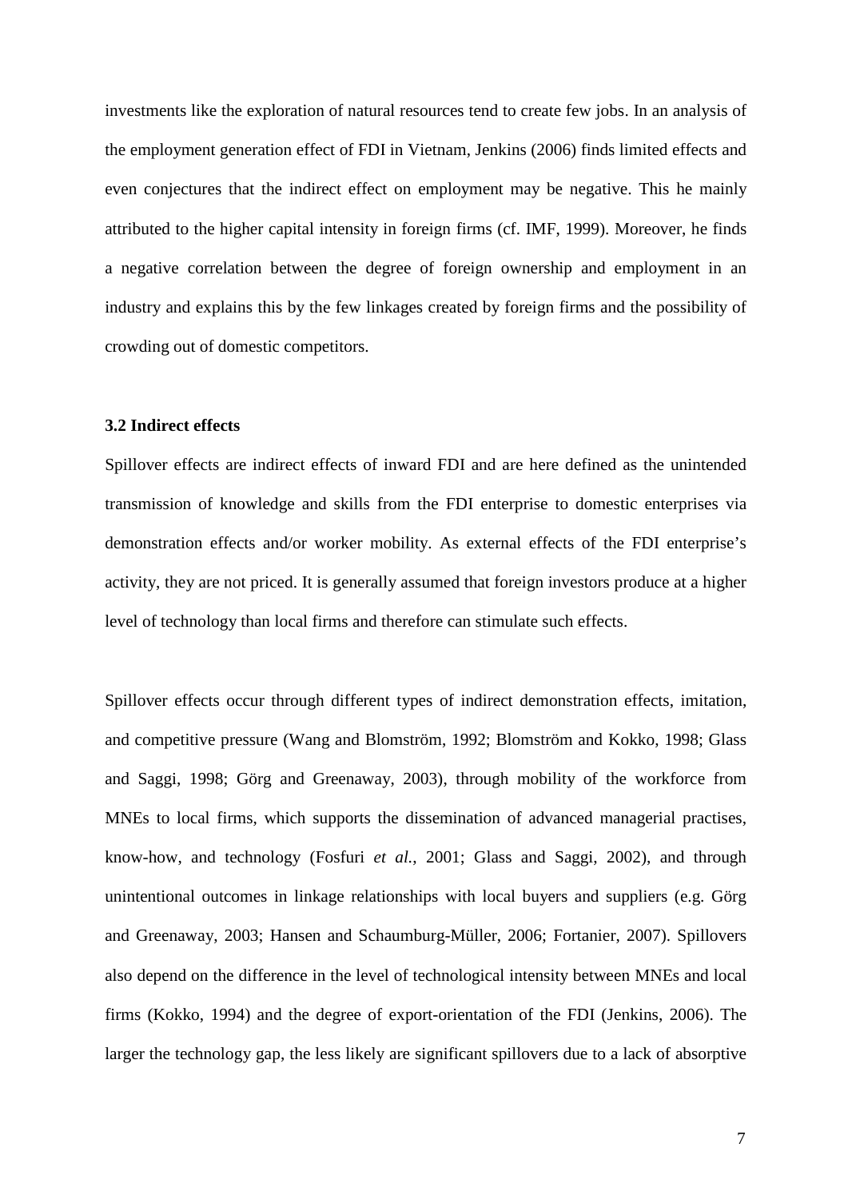investments like the exploration of natural resources tend to create few jobs. In an analysis of the employment generation effect of FDI in Vietnam, Jenkins (2006) finds limited effects and even conjectures that the indirect effect on employment may be negative. This he mainly attributed to the higher capital intensity in foreign firms (cf. IMF, 1999). Moreover, he finds a negative correlation between the degree of foreign ownership and employment in an industry and explains this by the few linkages created by foreign firms and the possibility of crowding out of domestic competitors.

### 3.2 Indirect effects

Spillover effects are indirect effects of inward FDI and are here defined as the unintended transmission of knowledge and skills from the FDI enterprise to domestic enterprises via demonstration effects and/or worker mobility. As external effects of the FDI enterprise's activity, they are not priced. It is generally assumed that foreign investors produce at a higher level of technology than local firms and therefore can stimulate such effects.

Spillover effects occur through different types of indirect demonstration effects, imitation, and competitive pressure (Wang and Blomström, 1992; Blomström and Kokko, 1998; Glass and Saggi, 1998; Görg and Greenaway, 2003), through mobility of the workforce from MNEs to local firms, which supports the dissemination of advanced managerial practises, know-how, and technology (Fosfuri *et al.*, 2001; Glass and Saggi, 2002), and through unintentional outcomes in linkage relationships with local buyers and suppliers (e.g. Görg and Greenaway, 2003; Hansen and Schaumburg-Müller, 2006; Fortanier, 2007). Spillovers also depend on the difference in the level of technological intensity between MNEs and local firms (Kokko, 1994) and the degree of export-orientation of the FDI (Jenkins, 2006). The larger the technology gap, the less likely are significant spillovers due to a lack of absorptive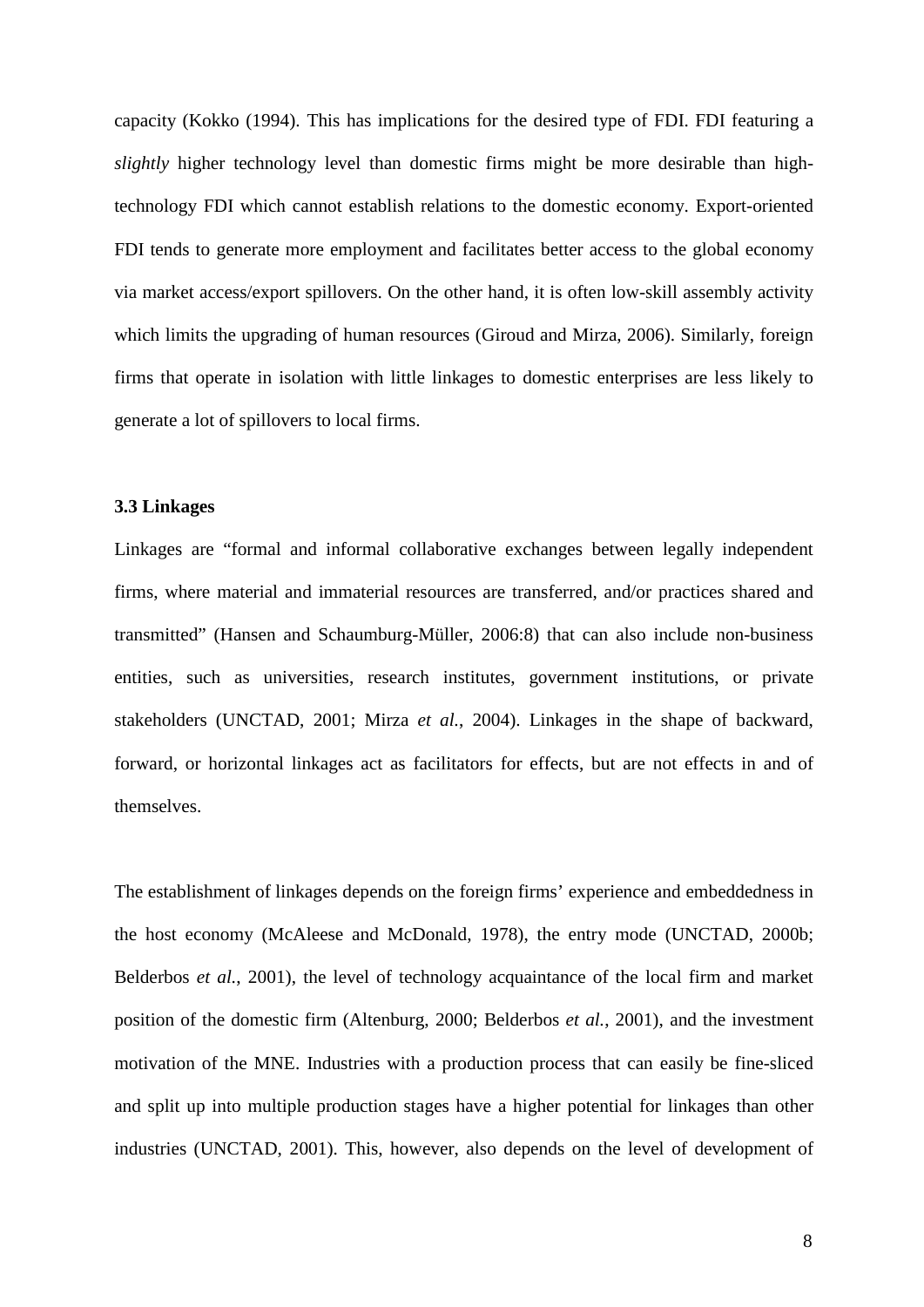capacity (Kokko (1994). This has implications for the desired type of FDI. FDI featuring a *slightly* higher technology level than domestic firms might be more desirable than high-technology FDI which cannot establish relations to the domestic economy. Export-oriented FDI tends to generate more employment and facilitates better access to the global economy via market access/export spillovers. On the other hand, it is often low-skill assembly activity which limits the upgrading of human resources (Giroud and Mirza, 2006). Similarly, foreign firms that operate in isolation with little linkages to domestic enterprises are less likely to generate a lot of spillovers to local firms.

### 3.3 Linkages

Linkages are "formal and informal collaborative exchanges between legally independent firms, where material and immaterial resources are transferred, and/or practices shared and transmitted" (Hansen and Schaumburg-Müller, 2006:8) that can also include non-business entities, such as universities, research institutes, government institutions, or private stakeholders (UNCTAD, 2001; Mirza *et al.*, 2004). Linkages in the shape of backward, forward, or horizontal linkages act as facilitators for effects, but are not effects in and of themselves.

The establishment of linkages depends on the foreign firms' experience and embeddedness in the host economy (McAleese and McDonald, 1978), the entry mode (UNCTAD, 2000b; Belderbos *et al.*, 2001), the level of technology acquaintance of the local firm and market position of the domestic firm (Altenburg, 2000; Belderbos *et al.*, 2001), and the investment motivation of the MNE. Industries with a production process that can easily be fine-sliced and split up into multiple production stages have a higher potential for linkages than other industries (UNCTAD, 2001). This, however, also depends on the level of development of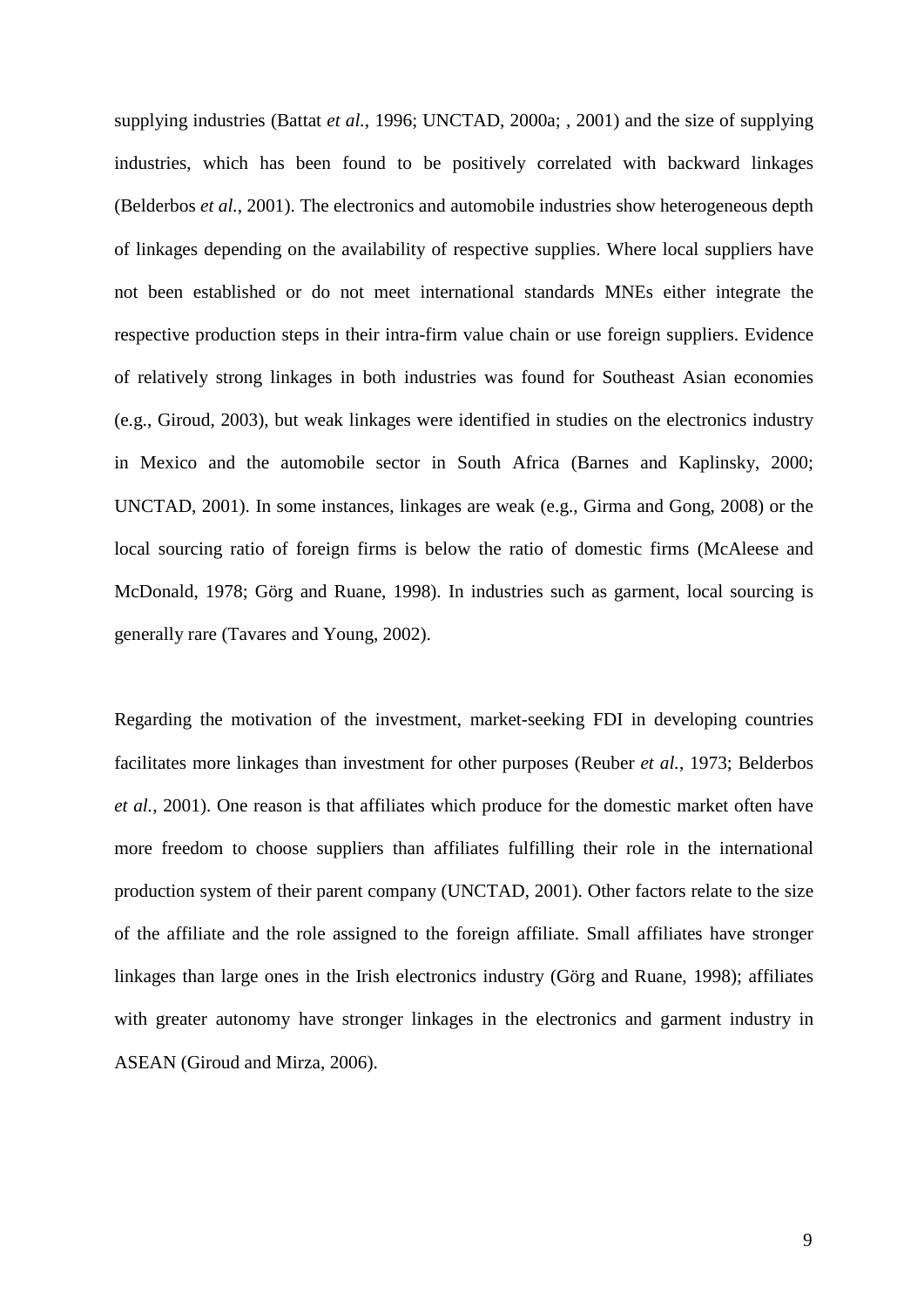supplying industries (Battat *et al.*, 1996; UNCTAD, 2000a; , 2001) and the size of supplying industries, which has been found to be positively correlated with backward linkages (Belderbos *et al.*, 2001). The electronics and automobile industries show heterogeneous depth of linkages depending on the availability of respective supplies. Where local suppliers have not been established or do not meet international standards MNEs either integrate the respective production steps in their intra-firm value chain or use foreign suppliers. Evidence of relatively strong linkages in both industries was found for Southeast Asian economies (e.g., Giroud, 2003), but weak linkages were identified in studies on the electronics industry in Mexico and the automobile sector in South Africa (Barnes and Kaplinsky, 2000; UNCTAD, 2001). In some instances, linkages are weak (e.g., Girma and Gong, 2008) or the local sourcing ratio of foreign firms is below the ratio of domestic firms (McAleese and McDonald, 1978; Görg and Ruane, 1998). In industries such as garment, local sourcing is generally rare (Tavares and Young, 2002).

Regarding the motivation of the investment, market-seeking FDI in developing countries facilitates more linkages than investment for other purposes (Reuber *et al.*, 1973; Belderbos *et al.*, 2001). One reason is that affiliates which produce for the domestic market often have more freedom to choose suppliers than affiliates fulfilling their role in the international production system of their parent company (UNCTAD, 2001). Other factors relate to the size of the affiliate and the role assigned to the foreign affiliate. Small affiliates have stronger linkages than large ones in the Irish electronics industry (Görg and Ruane, 1998); affiliates with greater autonomy have stronger linkages in the electronics and garment industry in ASEAN (Giroud and Mirza, 2006).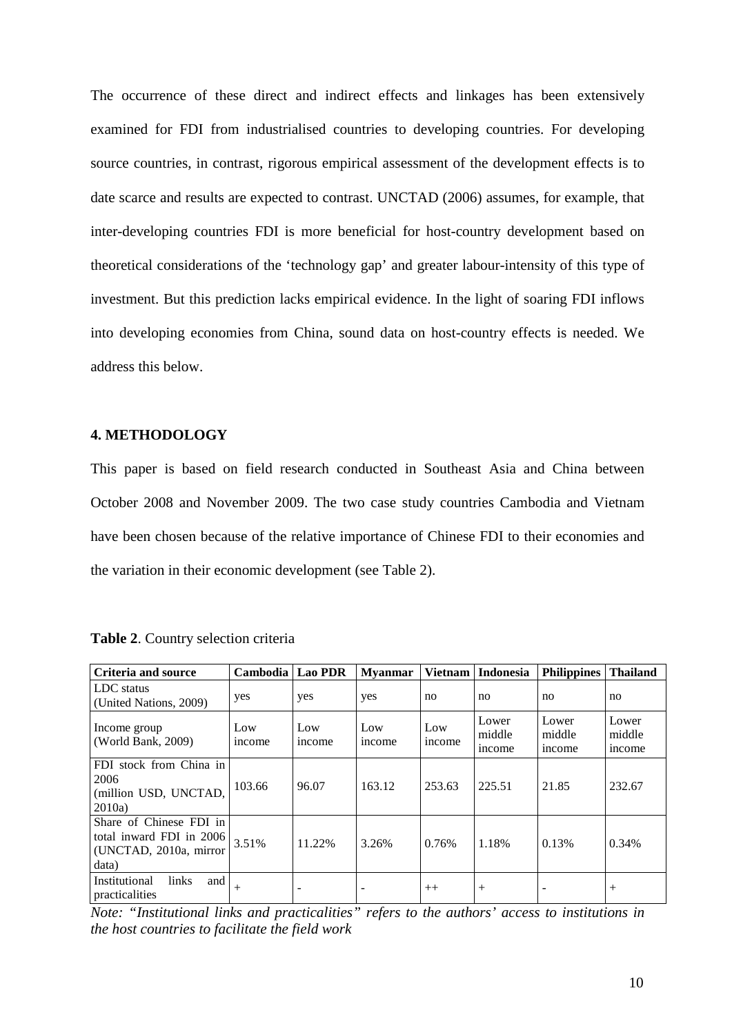The occurrence of these direct and indirect effects and linkages has been extensively examined for FDI from industrialised countries to developing countries. For developing source countries, in contrast, rigorous empirical assessment of the development effects is to date scarce and results are expected to contrast. UNCTAD (2006) assumes, for example, that inter-developing countries FDI is more beneficial for host-country development based on theoretical considerations of the 'technology gap' and greater labour-intensity of this type of investment. But this prediction lacks empirical evidence. In the light of soaring FDI inflows into developing economies from China, sound data on host-country effects is needed. We address this below.

## 4. METHODOLOGY

This paper is based on field research conducted in Southeast Asia and China between October 2008 and November 2009. The two case study countries Cambodia and Vietnam have been chosen because of the relative importance of Chinese FDI to their economies and the variation in their economic development (see Table 2).

**Table 2**. Country selection criteria

| Criteria and source | Cambodia | Lao PDR | Myanmar | Vietnam | Indonesia | Philippines | Thailand |
|---|---|---|---|---|---|---|---|
| LDC status (United Nations, 2009) | yes | yes | yes | no | no | no | no |
| Income group (World Bank, 2009) | Low income | Low income | Low income | Low income | Lower middle income | Lower middle income | Lower middle income |
| FDI stock from China in 2006 (million USD, UNCTAD, 2010a) | 103.66 | 96.07 | 163.12 | 253.63 | 225.51 | 21.85 | 232.67 |
| Share of Chinese FDI in total inward FDI in 2006 (UNCTAD, 2010a, mirror data) | 3.51% | 11.22% | 3.26% | 0.76% | 1.18% | 0.13% | 0.34% |
| Institutional links and practicalities | + | - | - | ++ | + | - | + |

*Note: "Institutional links and practicalities" refers to the authors' access to institutions in the host countries to facilitate the field work*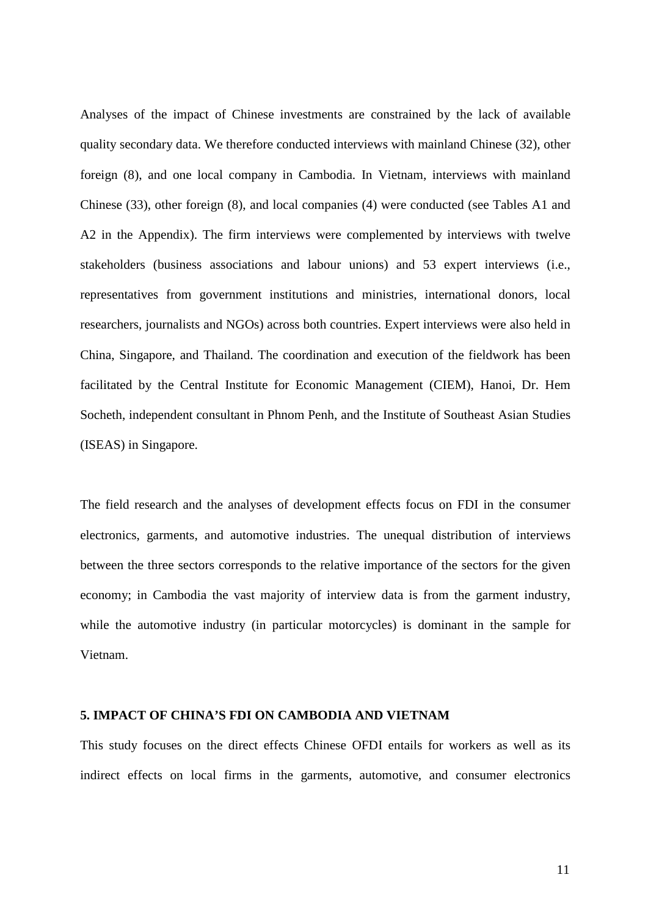Analyses of the impact of Chinese investments are constrained by the lack of available quality secondary data. We therefore conducted interviews with mainland Chinese (32), other foreign (8), and one local company in Cambodia. In Vietnam, interviews with mainland Chinese (33), other foreign (8), and local companies (4) were conducted (see Tables A1 and A2 in the Appendix). The firm interviews were complemented by interviews with twelve stakeholders (business associations and labour unions) and 53 expert interviews (i.e., representatives from government institutions and ministries, international donors, local researchers, journalists and NGOs) across both countries. Expert interviews were also held in China, Singapore, and Thailand. The coordination and execution of the fieldwork has been facilitated by the Central Institute for Economic Management (CIEM), Hanoi, Dr. Hem Socheth, independent consultant in Phnom Penh, and the Institute of Southeast Asian Studies (ISEAS) in Singapore.

The field research and the analyses of development effects focus on FDI in the consumer electronics, garments, and automotive industries. The unequal distribution of interviews between the three sectors corresponds to the relative importance of the sectors for the given economy; in Cambodia the vast majority of interview data is from the garment industry, while the automotive industry (in particular motorcycles) is dominant in the sample for Vietnam.

## 5. IMPACT OF CHINA'S FDI ON CAMBODIA AND VIETNAM

This study focuses on the direct effects Chinese OFDI entails for workers as well as its indirect effects on local firms in the garments, automotive, and consumer electronics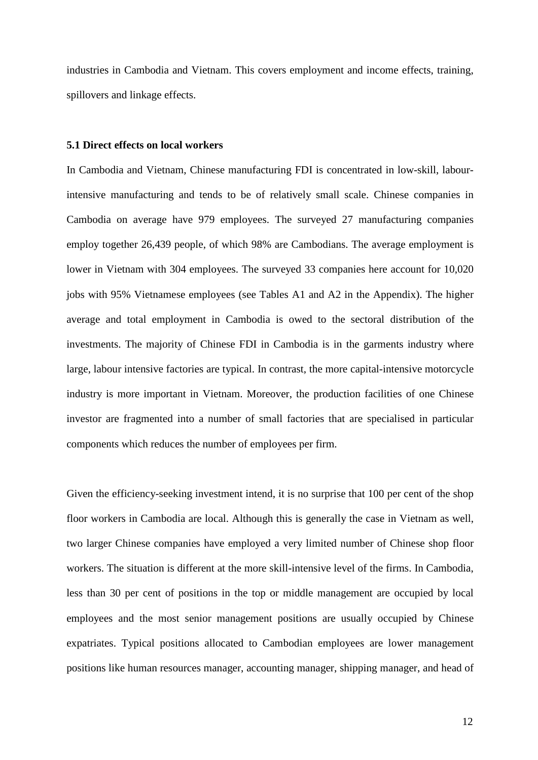industries in Cambodia and Vietnam. This covers employment and income effects, training, spillovers and linkage effects.

### 5.1 Direct effects on local workers

In Cambodia and Vietnam, Chinese manufacturing FDI is concentrated in low-skill, labour-intensive manufacturing and tends to be of relatively small scale. Chinese companies in Cambodia on average have 979 employees. The surveyed 27 manufacturing companies employ together 26,439 people, of which 98% are Cambodians. The average employment is lower in Vietnam with 304 employees. The surveyed 33 companies here account for 10,020 jobs with 95% Vietnamese employees (see Tables A1 and A2 in the Appendix). The higher average and total employment in Cambodia is owed to the sectoral distribution of the investments. The majority of Chinese FDI in Cambodia is in the garments industry where large, labour intensive factories are typical. In contrast, the more capital-intensive motorcycle industry is more important in Vietnam. Moreover, the production facilities of one Chinese investor are fragmented into a number of small factories that are specialised in particular components which reduces the number of employees per firm.

Given the efficiency-seeking investment intend, it is no surprise that 100 per cent of the shop floor workers in Cambodia are local. Although this is generally the case in Vietnam as well, two larger Chinese companies have employed a very limited number of Chinese shop floor workers. The situation is different at the more skill-intensive level of the firms. In Cambodia, less than 30 per cent of positions in the top or middle management are occupied by local employees and the most senior management positions are usually occupied by Chinese expatriates. Typical positions allocated to Cambodian employees are lower management positions like human resources manager, accounting manager, shipping manager, and head of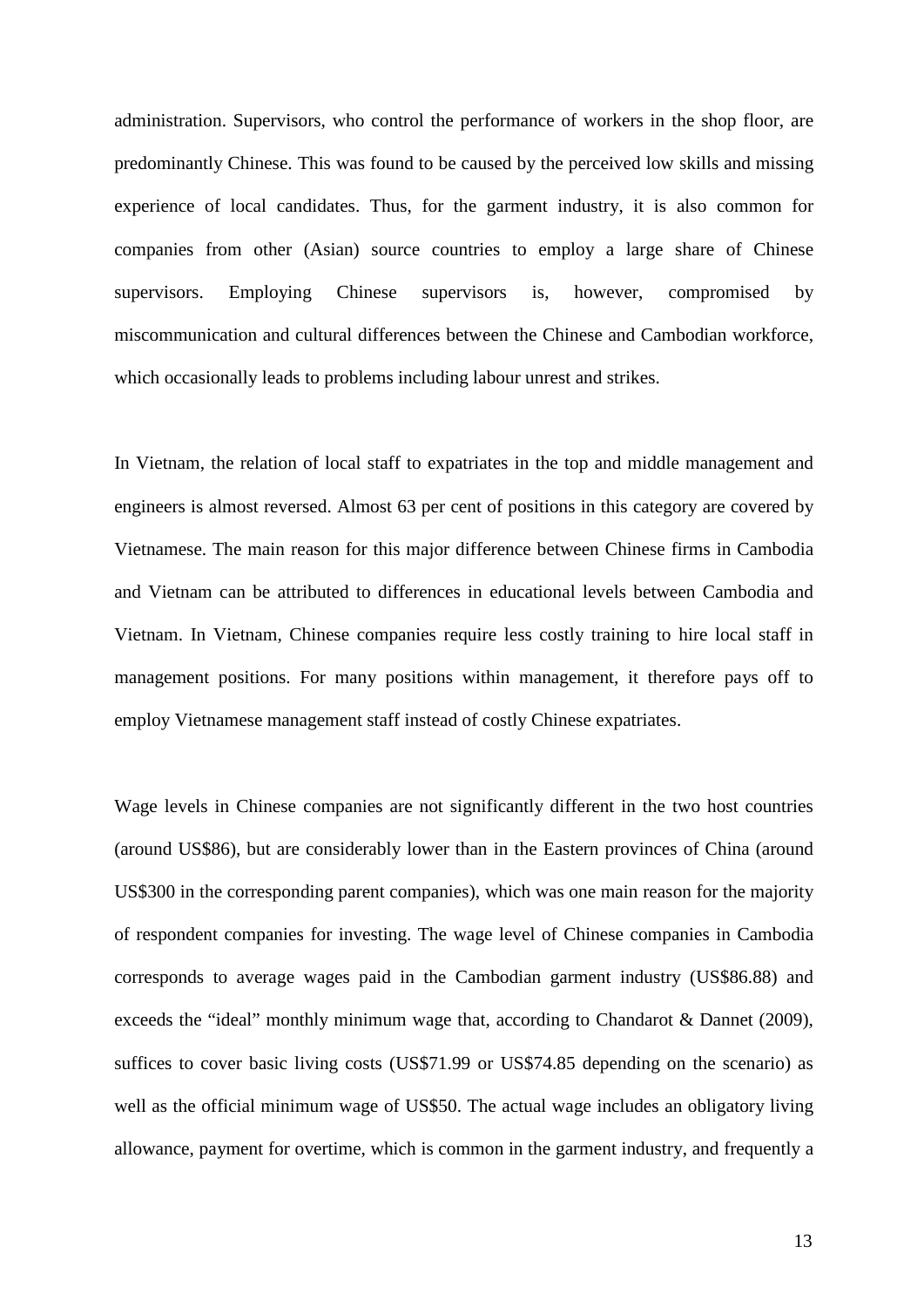administration. Supervisors, who control the performance of workers in the shop floor, are predominantly Chinese. This was found to be caused by the perceived low skills and missing experience of local candidates. Thus, for the garment industry, it is also common for companies from other (Asian) source countries to employ a large share of Chinese supervisors. Employing Chinese supervisors is, however, compromised by miscommunication and cultural differences between the Chinese and Cambodian workforce, which occasionally leads to problems including labour unrest and strikes.

In Vietnam, the relation of local staff to expatriates in the top and middle management and engineers is almost reversed. Almost 63 per cent of positions in this category are covered by Vietnamese. The main reason for this major difference between Chinese firms in Cambodia and Vietnam can be attributed to differences in educational levels between Cambodia and Vietnam. In Vietnam, Chinese companies require less costly training to hire local staff in management positions. For many positions within management, it therefore pays off to employ Vietnamese management staff instead of costly Chinese expatriates.

Wage levels in Chinese companies are not significantly different in the two host countries (around US$86), but are considerably lower than in the Eastern provinces of China (around US$300 in the corresponding parent companies), which was one main reason for the majority of respondent companies for investing. The wage level of Chinese companies in Cambodia corresponds to average wages paid in the Cambodian garment industry (US$86.88) and exceeds the "ideal" monthly minimum wage that, according to Chandarot & Dannet (2009), suffices to cover basic living costs (US$71.99 or US$74.85 depending on the scenario) as well as the official minimum wage of US$50. The actual wage includes an obligatory living allowance, payment for overtime, which is common in the garment industry, and frequently a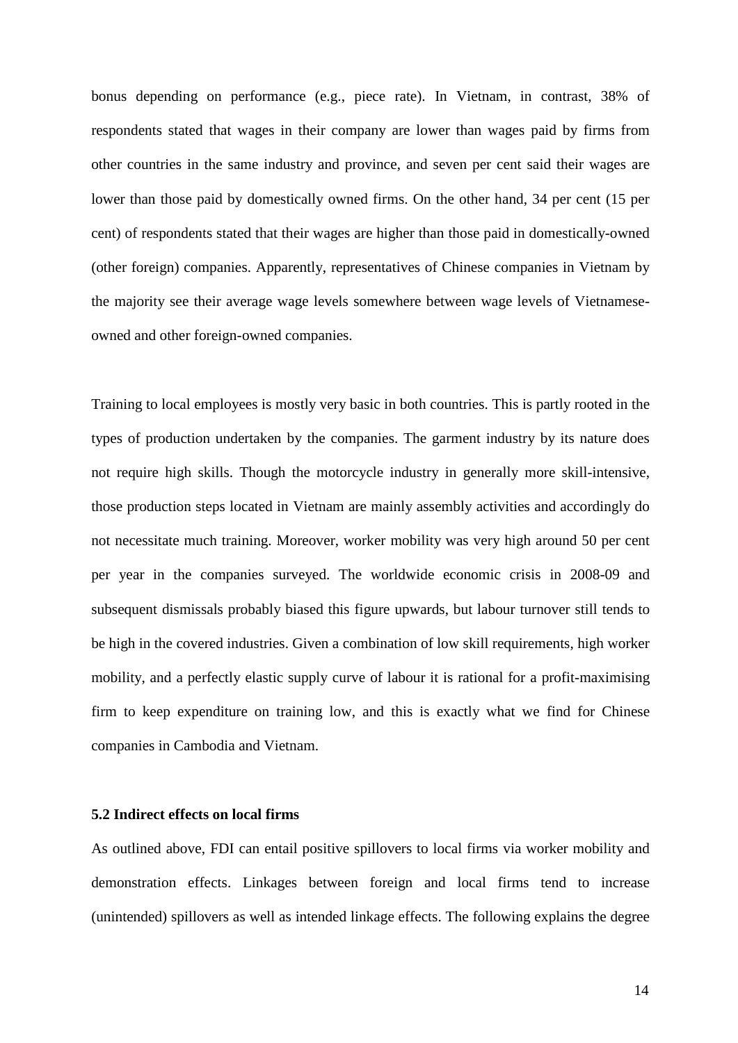bonus depending on performance (e.g., piece rate). In Vietnam, in contrast, 38% of respondents stated that wages in their company are lower than wages paid by firms from other countries in the same industry and province, and seven per cent said their wages are lower than those paid by domestically owned firms. On the other hand, 34 per cent (15 per cent) of respondents stated that their wages are higher than those paid in domestically-owned (other foreign) companies. Apparently, representatives of Chinese companies in Vietnam by the majority see their average wage levels somewhere between wage levels of Vietnamese-owned and other foreign-owned companies.

Training to local employees is mostly very basic in both countries. This is partly rooted in the types of production undertaken by the companies. The garment industry by its nature does not require high skills. Though the motorcycle industry in generally more skill-intensive, those production steps located in Vietnam are mainly assembly activities and accordingly do not necessitate much training. Moreover, worker mobility was very high around 50 per cent per year in the companies surveyed. The worldwide economic crisis in 2008-09 and subsequent dismissals probably biased this figure upwards, but labour turnover still tends to be high in the covered industries. Given a combination of low skill requirements, high worker mobility, and a perfectly elastic supply curve of labour it is rational for a profit-maximising firm to keep expenditure on training low, and this is exactly what we find for Chinese companies in Cambodia and Vietnam.

**5.2 Indirect effects on local firms**

As outlined above, FDI can entail positive spillovers to local firms via worker mobility and demonstration effects. Linkages between foreign and local firms tend to increase (unintended) spillovers as well as intended linkage effects. The following explains the degree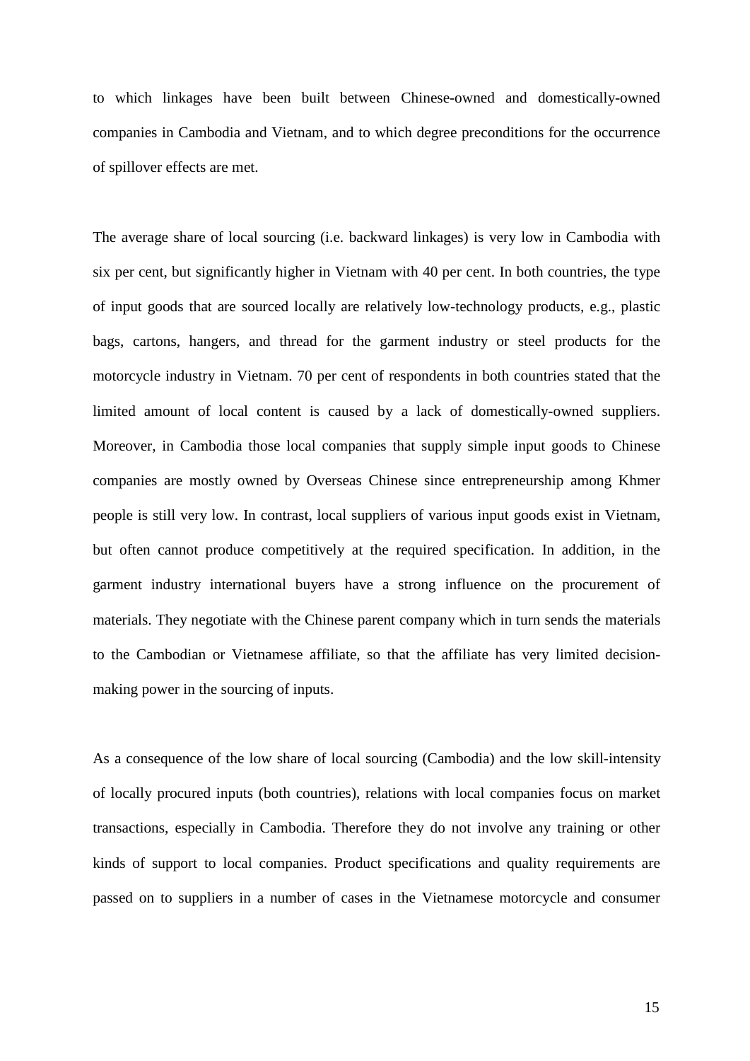to which linkages have been built between Chinese-owned and domestically-owned companies in Cambodia and Vietnam, and to which degree preconditions for the occurrence of spillover effects are met.

The average share of local sourcing (i.e. backward linkages) is very low in Cambodia with six per cent, but significantly higher in Vietnam with 40 per cent. In both countries, the type of input goods that are sourced locally are relatively low-technology products, e.g., plastic bags, cartons, hangers, and thread for the garment industry or steel products for the motorcycle industry in Vietnam. 70 per cent of respondents in both countries stated that the limited amount of local content is caused by a lack of domestically-owned suppliers. Moreover, in Cambodia those local companies that supply simple input goods to Chinese companies are mostly owned by Overseas Chinese since entrepreneurship among Khmer people is still very low. In contrast, local suppliers of various input goods exist in Vietnam, but often cannot produce competitively at the required specification. In addition, in the garment industry international buyers have a strong influence on the procurement of materials. They negotiate with the Chinese parent company which in turn sends the materials to the Cambodian or Vietnamese affiliate, so that the affiliate has very limited decision-making power in the sourcing of inputs.

As a consequence of the low share of local sourcing (Cambodia) and the low skill-intensity of locally procured inputs (both countries), relations with local companies focus on market transactions, especially in Cambodia. Therefore they do not involve any training or other kinds of support to local companies. Product specifications and quality requirements are passed on to suppliers in a number of cases in the Vietnamese motorcycle and consumer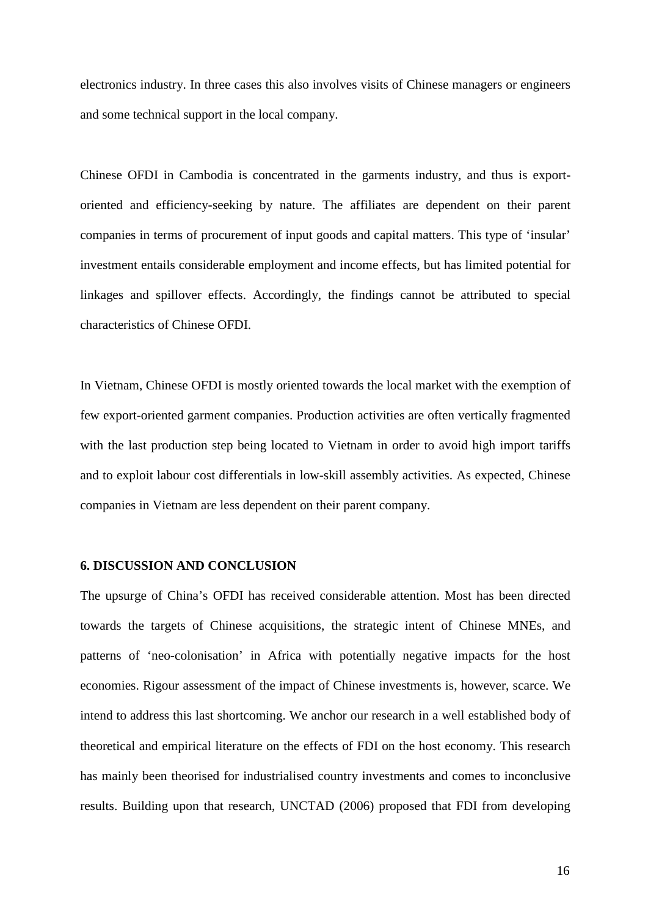electronics industry. In three cases this also involves visits of Chinese managers or engineers and some technical support in the local company.

Chinese OFDI in Cambodia is concentrated in the garments industry, and thus is export-oriented and efficiency-seeking by nature. The affiliates are dependent on their parent companies in terms of procurement of input goods and capital matters. This type of 'insular' investment entails considerable employment and income effects, but has limited potential for linkages and spillover effects. Accordingly, the findings cannot be attributed to special characteristics of Chinese OFDI.

In Vietnam, Chinese OFDI is mostly oriented towards the local market with the exemption of few export-oriented garment companies. Production activities are often vertically fragmented with the last production step being located to Vietnam in order to avoid high import tariffs and to exploit labour cost differentials in low-skill assembly activities. As expected, Chinese companies in Vietnam are less dependent on their parent company.

## 6. DISCUSSION AND CONCLUSION

The upsurge of China's OFDI has received considerable attention. Most has been directed towards the targets of Chinese acquisitions, the strategic intent of Chinese MNEs, and patterns of 'neo-colonisation' in Africa with potentially negative impacts for the host economies. Rigour assessment of the impact of Chinese investments is, however, scarce. We intend to address this last shortcoming. We anchor our research in a well established body of theoretical and empirical literature on the effects of FDI on the host economy. This research has mainly been theorised for industrialised country investments and comes to inconclusive results. Building upon that research, UNCTAD (2006) proposed that FDI from developing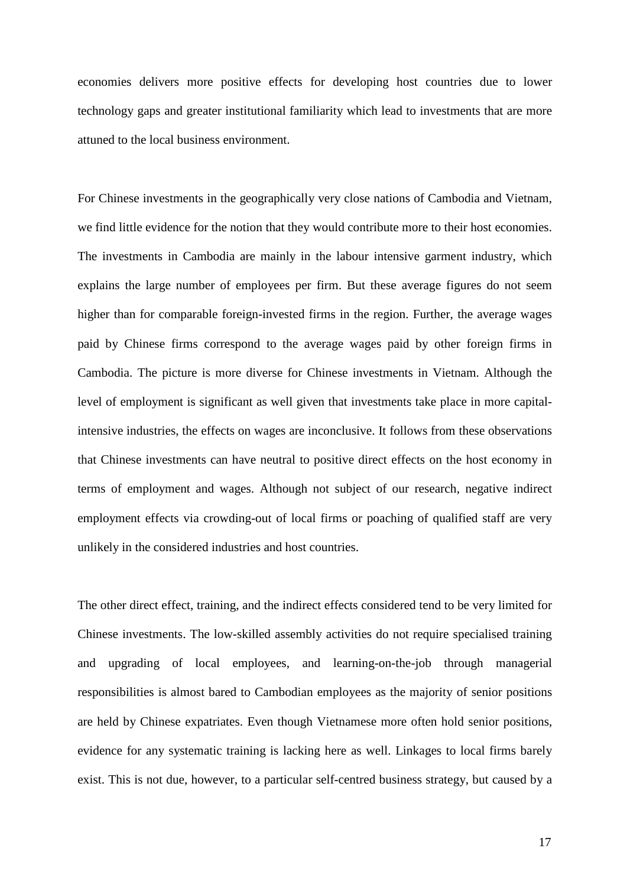economies delivers more positive effects for developing host countries due to lower technology gaps and greater institutional familiarity which lead to investments that are more attuned to the local business environment.

For Chinese investments in the geographically very close nations of Cambodia and Vietnam, we find little evidence for the notion that they would contribute more to their host economies. The investments in Cambodia are mainly in the labour intensive garment industry, which explains the large number of employees per firm. But these average figures do not seem higher than for comparable foreign-invested firms in the region. Further, the average wages paid by Chinese firms correspond to the average wages paid by other foreign firms in Cambodia. The picture is more diverse for Chinese investments in Vietnam. Although the level of employment is significant as well given that investments take place in more capital-intensive industries, the effects on wages are inconclusive. It follows from these observations that Chinese investments can have neutral to positive direct effects on the host economy in terms of employment and wages. Although not subject of our research, negative indirect employment effects via crowding-out of local firms or poaching of qualified staff are very unlikely in the considered industries and host countries.

The other direct effect, training, and the indirect effects considered tend to be very limited for Chinese investments. The low-skilled assembly activities do not require specialised training and upgrading of local employees, and learning-on-the-job through managerial responsibilities is almost bared to Cambodian employees as the majority of senior positions are held by Chinese expatriates. Even though Vietnamese more often hold senior positions, evidence for any systematic training is lacking here as well. Linkages to local firms barely exist. This is not due, however, to a particular self-centred business strategy, but caused by a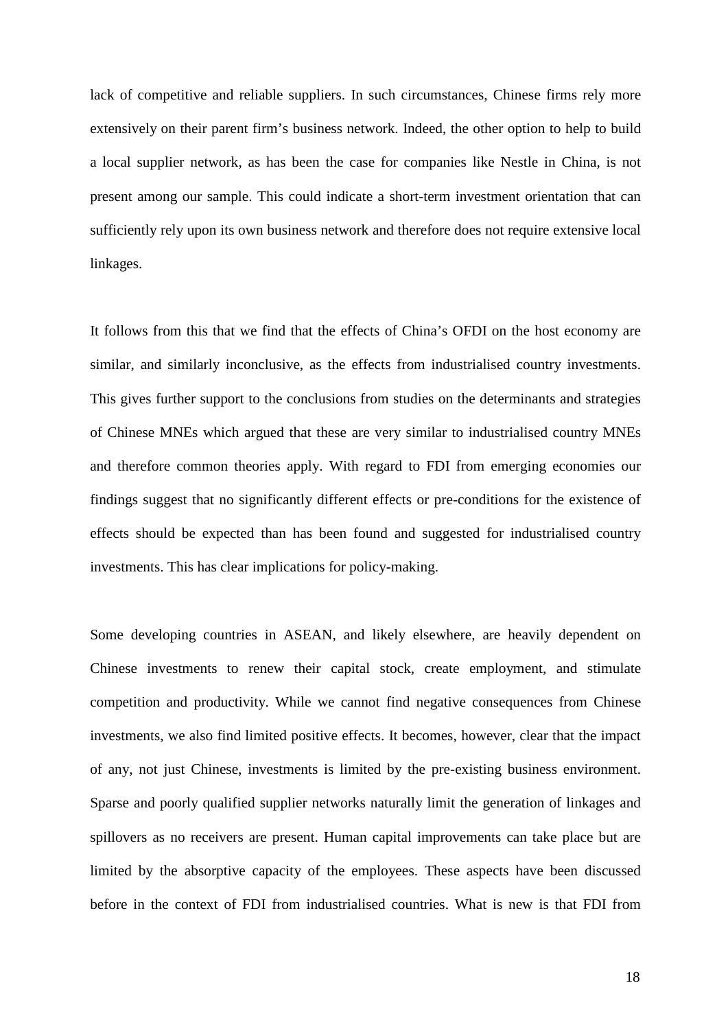lack of competitive and reliable suppliers. In such circumstances, Chinese firms rely more extensively on their parent firm's business network. Indeed, the other option to help to build a local supplier network, as has been the case for companies like Nestle in China, is not present among our sample. This could indicate a short-term investment orientation that can sufficiently rely upon its own business network and therefore does not require extensive local linkages.

It follows from this that we find that the effects of China's OFDI on the host economy are similar, and similarly inconclusive, as the effects from industrialised country investments. This gives further support to the conclusions from studies on the determinants and strategies of Chinese MNEs which argued that these are very similar to industrialised country MNEs and therefore common theories apply. With regard to FDI from emerging economies our findings suggest that no significantly different effects or pre-conditions for the existence of effects should be expected than has been found and suggested for industrialised country investments. This has clear implications for policy-making.

Some developing countries in ASEAN, and likely elsewhere, are heavily dependent on Chinese investments to renew their capital stock, create employment, and stimulate competition and productivity. While we cannot find negative consequences from Chinese investments, we also find limited positive effects. It becomes, however, clear that the impact of any, not just Chinese, investments is limited by the pre-existing business environment. Sparse and poorly qualified supplier networks naturally limit the generation of linkages and spillovers as no receivers are present. Human capital improvements can take place but are limited by the absorptive capacity of the employees. These aspects have been discussed before in the context of FDI from industrialised countries. What is new is that FDI from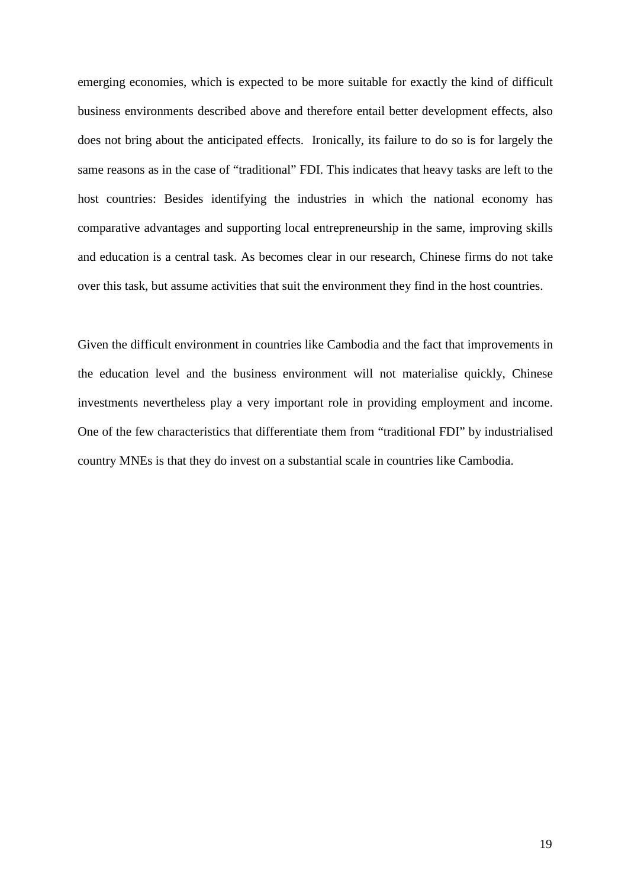emerging economies, which is expected to be more suitable for exactly the kind of difficult business environments described above and therefore entail better development effects, also does not bring about the anticipated effects. Ironically, its failure to do so is for largely the same reasons as in the case of "traditional" FDI. This indicates that heavy tasks are left to the host countries: Besides identifying the industries in which the national economy has comparative advantages and supporting local entrepreneurship in the same, improving skills and education is a central task. As becomes clear in our research, Chinese firms do not take over this task, but assume activities that suit the environment they find in the host countries.

Given the difficult environment in countries like Cambodia and the fact that improvements in the education level and the business environment will not materialise quickly, Chinese investments nevertheless play a very important role in providing employment and income. One of the few characteristics that differentiate them from "traditional FDI" by industrialised country MNEs is that they do invest on a substantial scale in countries like Cambodia.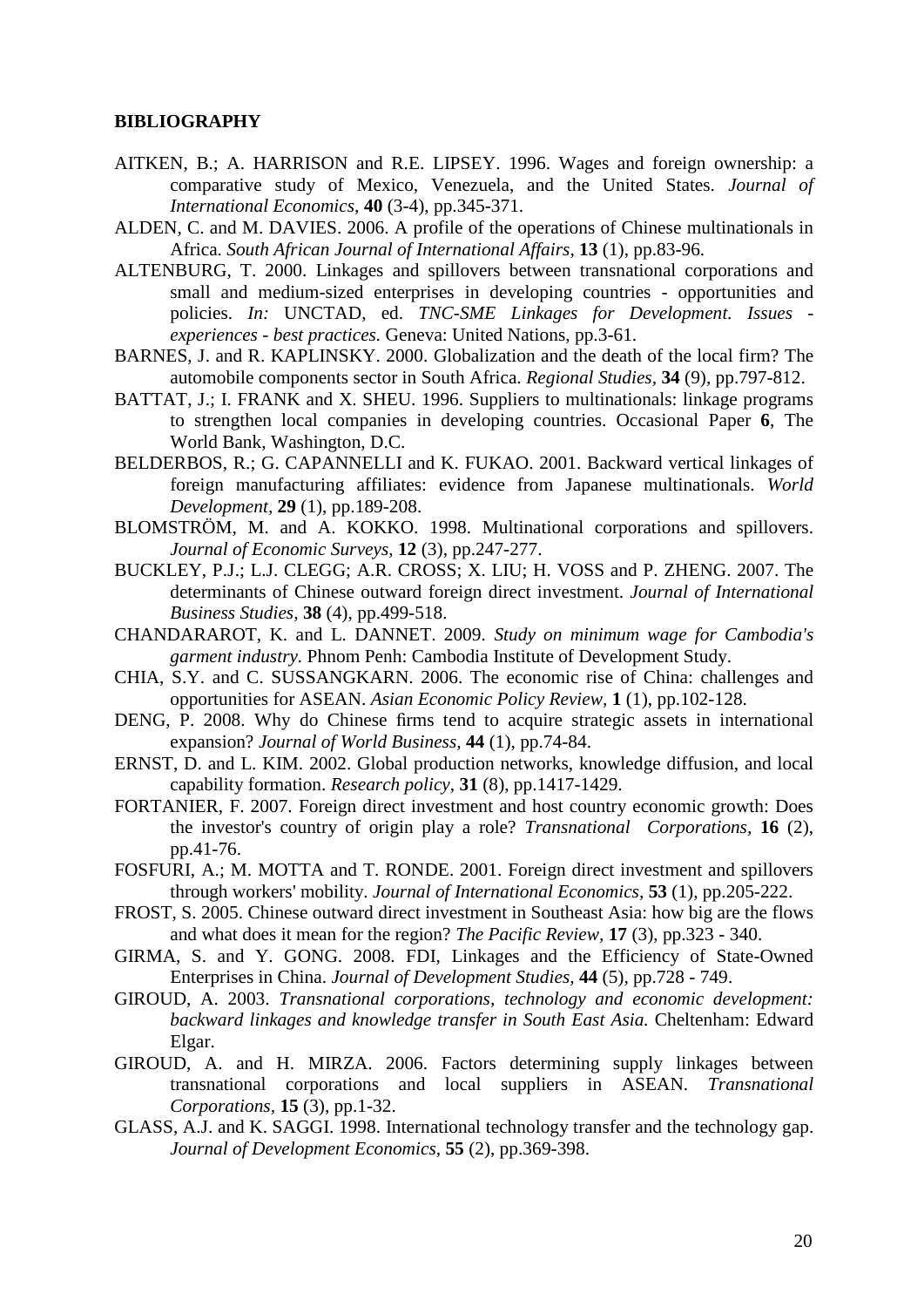**BIBLIOGRAPHY**

AITKEN, B.; A. HARRISON and R.E. LIPSEY. 1996. Wages and foreign ownership: a comparative study of Mexico, Venezuela, and the United States. *Journal of International Economics,* **40** (3-4), pp.345-371.

ALDEN, C. and M. DAVIES. 2006. A profile of the operations of Chinese multinationals in Africa. *South African Journal of International Affairs,* **13** (1), pp.83-96.

ALTENBURG, T. 2000. Linkages and spillovers between transnational corporations and small and medium-sized enterprises in developing countries - opportunities and policies. *In:* UNCTAD, ed. *TNC-SME Linkages for Development. Issues - experiences - best practices.* Geneva: United Nations, pp.3-61.

BARNES, J. and R. KAPLINSKY. 2000. Globalization and the death of the local firm? The automobile components sector in South Africa. *Regional Studies,* **34** (9), pp.797-812.

BATTAT, J.; I. FRANK and X. SHEU. 1996. Suppliers to multinationals: linkage programs to strengthen local companies in developing countries. Occasional Paper **6**, The World Bank, Washington, D.C.

BELDERBOS, R.; G. CAPANNELLI and K. FUKAO. 2001. Backward vertical linkages of foreign manufacturing affiliates: evidence from Japanese multinationals. *World Development,* **29** (1), pp.189-208.

BLOMSTRÖM, M. and A. KOKKO. 1998. Multinational corporations and spillovers. *Journal of Economic Surveys,* **12** (3), pp.247-277.

BUCKLEY, P.J.; L.J. CLEGG; A.R. CROSS; X. LIU; H. VOSS and P. ZHENG. 2007. The determinants of Chinese outward foreign direct investment. *Journal of International Business Studies,* **38** (4), pp.499-518.

CHANDARAROT, K. and L. DANNET. 2009. *Study on minimum wage for Cambodia's garment industry.* Phnom Penh: Cambodia Institute of Development Study.

CHIA, S.Y. and C. SUSSANGKARN. 2006. The economic rise of China: challenges and opportunities for ASEAN. *Asian Economic Policy Review,* **1** (1), pp.102-128.

DENG, P. 2008. Why do Chinese firms tend to acquire strategic assets in international expansion? *Journal of World Business,* **44** (1), pp.74-84.

ERNST, D. and L. KIM. 2002. Global production networks, knowledge diffusion, and local capability formation. *Research policy,* **31** (8), pp.1417-1429.

FORTANIER, F. 2007. Foreign direct investment and host country economic growth: Does the investor's country of origin play a role? *Transnational Corporations,* **16** (2), pp.41-76.

FOSFURI, A.; M. MOTTA and T. RONDE. 2001. Foreign direct investment and spillovers through workers' mobility. *Journal of International Economics,* **53** (1), pp.205-222.

FROST, S. 2005. Chinese outward direct investment in Southeast Asia: how big are the flows and what does it mean for the region? *The Pacific Review,* **17** (3), pp.323 - 340.

GIRMA, S. and Y. GONG. 2008. FDI, Linkages and the Efficiency of State-Owned Enterprises in China. *Journal of Development Studies,* **44** (5), pp.728 - 749.

GIROUD, A. 2003. *Transnational corporations, technology and economic development: backward linkages and knowledge transfer in South East Asia.* Cheltenham: Edward Elgar.

GIROUD, A. and H. MIRZA. 2006. Factors determining supply linkages between transnational corporations and local suppliers in ASEAN. *Transnational Corporations,* **15** (3), pp.1-32.

GLASS, A.J. and K. SAGGI. 1998. International technology transfer and the technology gap. *Journal of Development Economics,* **55** (2), pp.369-398.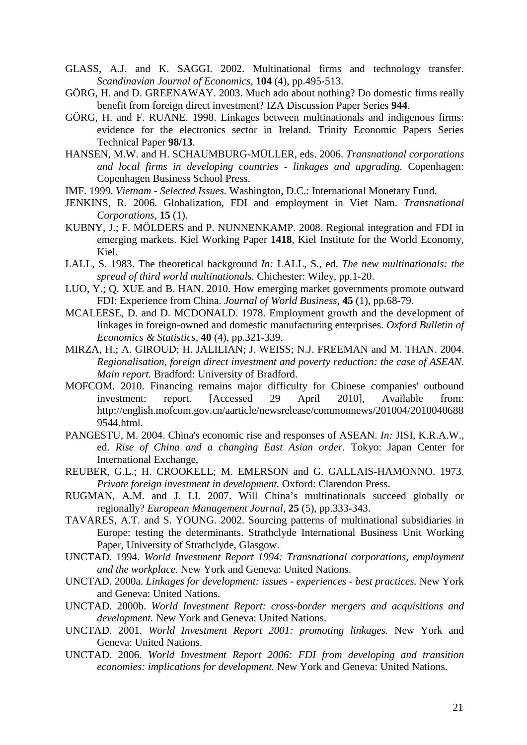GLASS, A.J. and K. SAGGI. 2002. Multinational firms and technology transfer. *Scandinavian Journal of Economics,* **104** (4), pp.495-513.

GÖRG, H. and D. GREENAWAY. 2003. Much ado about nothing? Do domestic firms really benefit from foreign direct investment? IZA Discussion Paper Series **944**.

GÖRG, H. and F. RUANE. 1998. Linkages between multinationals and indigenous firms: evidence for the electronics sector in Ireland. Trinity Economic Papers Series Technical Paper **98/13**.

HANSEN, M.W. and H. SCHAUMBURG-MÜLLER, eds. 2006. *Transnational corporations and local firms in developing countries - linkages and upgrading.* Copenhagen: Copenhagen Business School Press.

IMF. 1999. *Vietnam - Selected Issues.* Washington, D.C.: International Monetary Fund.

JENKINS, R. 2006. Globalization, FDI and employment in Viet Nam. *Transnational Corporations*, **15** (1).

KUBNY, J.; F. MÖLDERS and P. NUNNENKAMP. 2008. Regional integration and FDI in emerging markets. Kiel Working Paper **1418**, Kiel Institute for the World Economy, Kiel.

LALL, S. 1983. The theoretical background *In:* LALL, S., ed. *The new multinationals: the spread of third world multinationals.* Chichester: Wiley, pp.1-20.

LUO, Y.; Q. XUE and B. HAN. 2010. How emerging market governments promote outward FDI: Experience from China. *Journal of World Business,* **45** (1), pp.68-79.

MCALEESE, D. and D. MCDONALD. 1978. Employment growth and the development of linkages in foreign-owned and domestic manufacturing enterprises. *Oxford Bulletin of Economics & Statistics*, **40** (4), pp.321-339.

MIRZA, H.; A. GIROUD; H. JALILIAN; J. WEISS; N.J. FREEMAN and M. THAN. 2004. *Regionalisation, foreign direct investment and poverty reduction: the case of ASEAN. Main report.* Bradford: University of Bradford.

MOFCOM. 2010. Financing remains major difficulty for Chinese companies' outbound investment: report. [Accessed 29 April 2010], Available from: http://english.mofcom.gov.cn/aarticle/newsrelease/commonnews/201004/20100406889544.html.

PANGESTU, M. 2004. China's economic rise and responses of ASEAN. *In:* JISI, K.R.A.W., ed. *Rise of China and a changing East Asian order.* Tokyo: Japan Center for International Exchange,

REUBER, G.L.; H. CROOKELL; M. EMERSON and G. GALLAIS-HAMONNO. 1973. *Private foreign investment in development.* Oxford: Clarendon Press.

RUGMAN, A.M. and J. LI. 2007. Will China's multinationals succeed globally or regionally? *European Management Journal,* **25** (5), pp.333-343.

TAVARES, A.T. and S. YOUNG. 2002. Sourcing patterns of multinational subsidiaries in Europe: testing the determinants. Strathclyde International Business Unit Working Paper, University of Strathclyde, Glasgow.

UNCTAD. 1994. *World Investment Report 1994: Transnational corporations, employment and the workplace.* New York and Geneva: United Nations.

UNCTAD. 2000a. *Linkages for development: issues - experiences - best practices.* New York and Geneva: United Nations.

UNCTAD. 2000b. *World Investment Report: cross-border mergers and acquisitions and development.* New York and Geneva: United Nations.

UNCTAD. 2001. *World Investment Report 2001: promoting linkages.* New York and Geneva: United Nations.

UNCTAD. 2006. *World Investment Report 2006: FDI from developing and transition economies: implications for development.* New York and Geneva: United Nations.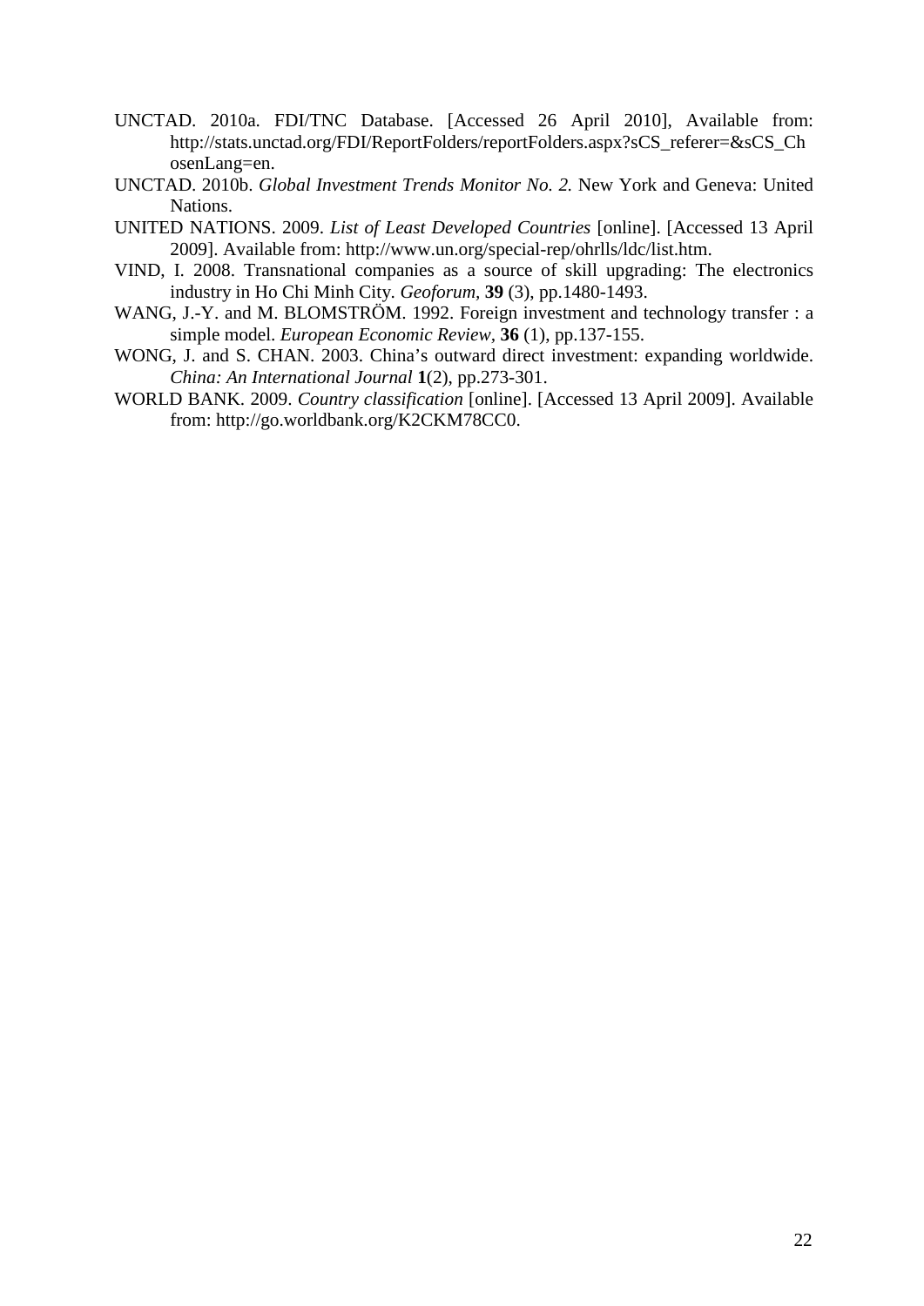UNCTAD. 2010a. FDI/TNC Database. [Accessed 26 April 2010], Available from: http://stats.unctad.org/FDI/ReportFolders/reportFolders.aspx?sCS_referer=&sCS_ChosenLang=en.

UNCTAD. 2010b. *Global Investment Trends Monitor No. 2.* New York and Geneva: United Nations.

UNITED NATIONS. 2009. *List of Least Developed Countries* [online]. [Accessed 13 April 2009]. Available from: http://www.un.org/special-rep/ohrlls/ldc/list.htm.

VIND, I. 2008. Transnational companies as a source of skill upgrading: The electronics industry in Ho Chi Minh City. *Geoforum,* **39** (3), pp.1480-1493.

WANG, J.-Y. and M. BLOMSTRÖM. 1992. Foreign investment and technology transfer : a simple model. *European Economic Review*, **36** (1), pp.137-155.

WONG, J. and S. CHAN. 2003. China's outward direct investment: expanding worldwide. *China: An International Journal* **1**(2), pp.273-301.

WORLD BANK. 2009. *Country classification* [online]. [Accessed 13 April 2009]. Available from: http://go.worldbank.org/K2CKM78CC0.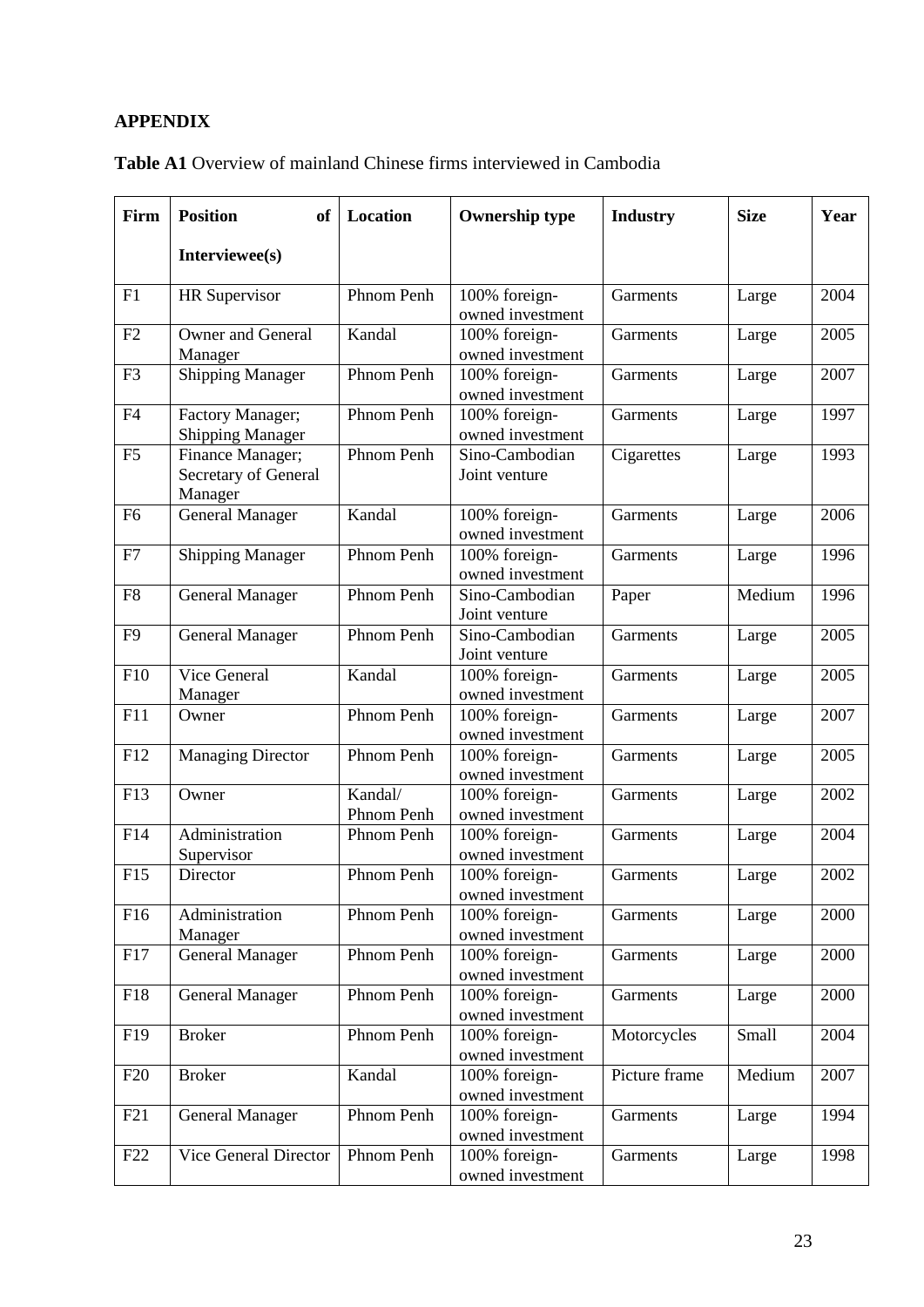## APPENDIX

**Table A1** Overview of mainland Chinese firms interviewed in Cambodia

| Firm | Position of Interviewee(s) | Location | Ownership type | Industry | Size | Year |
|---|---|---|---|---|---|---|
| F1 | HR Supervisor | Phnom Penh | 100% foreign-owned investment | Garments | Large | 2004 |
| F2 | Owner and General Manager | Kandal | 100% foreign-owned investment | Garments | Large | 2005 |
| F3 | Shipping Manager | Phnom Penh | 100% foreign-owned investment | Garments | Large | 2007 |
| F4 | Factory Manager; Shipping Manager | Phnom Penh | 100% foreign-owned investment | Garments | Large | 1997 |
| F5 | Finance Manager; Secretary of General Manager | Phnom Penh | Sino-Cambodian Joint venture | Cigarettes | Large | 1993 |
| F6 | General Manager | Kandal | 100% foreign-owned investment | Garments | Large | 2006 |
| F7 | Shipping Manager | Phnom Penh | 100% foreign-owned investment | Garments | Large | 1996 |
| F8 | General Manager | Phnom Penh | Sino-Cambodian Joint venture | Paper | Medium | 1996 |
| F9 | General Manager | Phnom Penh | Sino-Cambodian Joint venture | Garments | Large | 2005 |
| F10 | Vice General Manager | Kandal | 100% foreign-owned investment | Garments | Large | 2005 |
| F11 | Owner | Phnom Penh | 100% foreign-owned investment | Garments | Large | 2007 |
| F12 | Managing Director | Phnom Penh | 100% foreign-owned investment | Garments | Large | 2005 |
| F13 | Owner | Kandal/ Phnom Penh | 100% foreign-owned investment | Garments | Large | 2002 |
| F14 | Administration Supervisor | Phnom Penh | 100% foreign-owned investment | Garments | Large | 2004 |
| F15 | Director | Phnom Penh | 100% foreign-owned investment | Garments | Large | 2002 |
| F16 | Administration Manager | Phnom Penh | 100% foreign-owned investment | Garments | Large | 2000 |
| F17 | General Manager | Phnom Penh | 100% foreign-owned investment | Garments | Large | 2000 |
| F18 | General Manager | Phnom Penh | 100% foreign-owned investment | Garments | Large | 2000 |
| F19 | Broker | Phnom Penh | 100% foreign-owned investment | Motorcycles | Small | 2004 |
| F20 | Broker | Kandal | 100% foreign-owned investment | Picture frame | Medium | 2007 |
| F21 | General Manager | Phnom Penh | 100% foreign-owned investment | Garments | Large | 1994 |
| F22 | Vice General Director | Phnom Penh | 100% foreign-owned investment | Garments | Large | 1998 |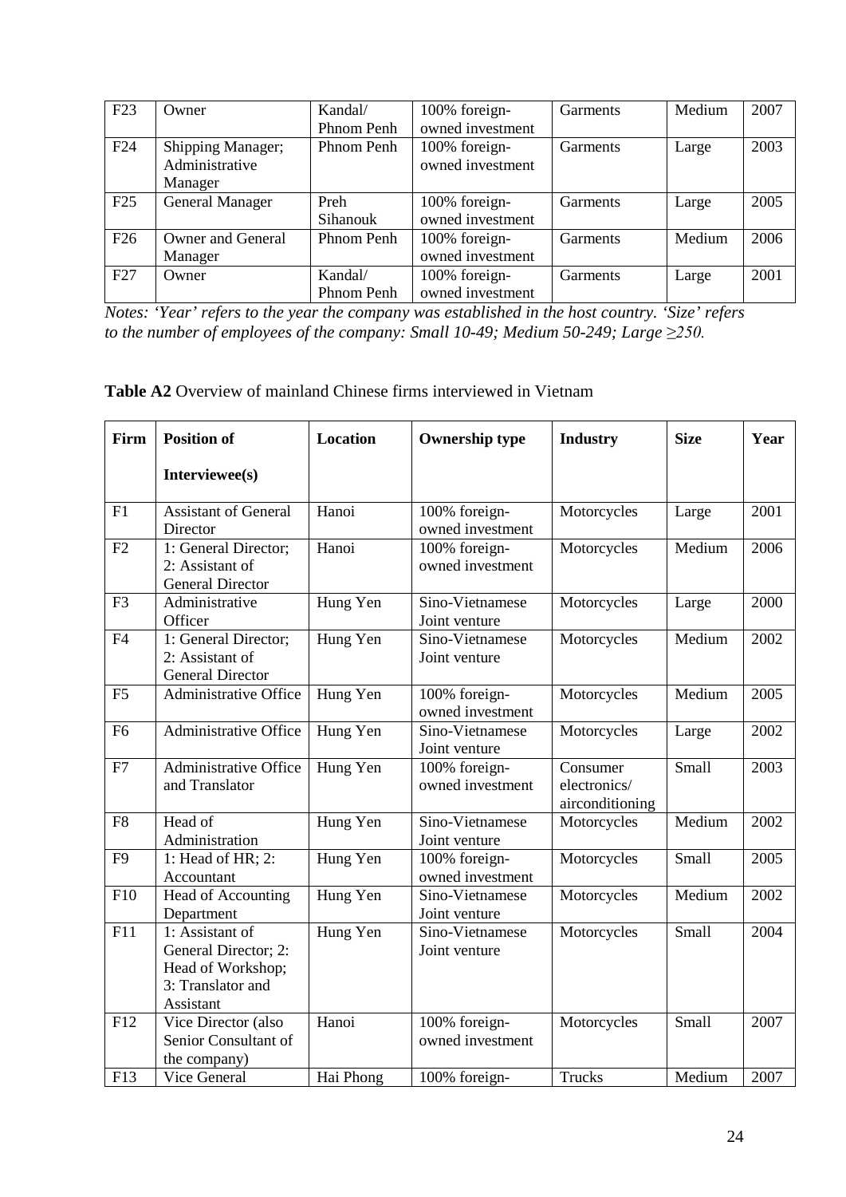| | | | | | | |
|---|---|---|---|---|---|---|
| F23 | Owner | Kandal/ Phnom Penh | 100% foreign-owned investment | Garments | Medium | 2007 |
| F24 | Shipping Manager; Administrative Manager | Phnom Penh | 100% foreign-owned investment | Garments | Large | 2003 |
| F25 | General Manager | Preh Sihanouk | 100% foreign-owned investment | Garments | Large | 2005 |
| F26 | Owner and General Manager | Phnom Penh | 100% foreign-owned investment | Garments | Medium | 2006 |
| F27 | Owner | Kandal/ Phnom Penh | 100% foreign-owned investment | Garments | Large | 2001 |

*Notes: 'Year' refers to the year the company was established in the host country. 'Size' refers to the number of employees of the company: Small 10-49; Medium 50-249; Large ≥250.*

**Table A2** Overview of mainland Chinese firms interviewed in Vietnam

| **Firm** | **Position of Interviewee(s)** | **Location** | **Ownership type** | **Industry** | **Size** | **Year** |
|---|---|---|---|---|---|---|
| F1 | Assistant of General Director | Hanoi | 100% foreign-owned investment | Motorcycles | Large | 2001 |
| F2 | 1: General Director; 2: Assistant of General Director | Hanoi | 100% foreign-owned investment | Motorcycles | Medium | 2006 |
| F3 | Administrative Officer | Hung Yen | Sino-Vietnamese Joint venture | Motorcycles | Large | 2000 |
| F4 | 1: General Director; 2: Assistant of General Director | Hung Yen | Sino-Vietnamese Joint venture | Motorcycles | Medium | 2002 |
| F5 | Administrative Office | Hung Yen | 100% foreign-owned investment | Motorcycles | Medium | 2005 |
| F6 | Administrative Office | Hung Yen | Sino-Vietnamese Joint venture | Motorcycles | Large | 2002 |
| F7 | Administrative Office and Translator | Hung Yen | 100% foreign-owned investment | Consumer electronics/ airconditioning | Small | 2003 |
| F8 | Head of Administration | Hung Yen | Sino-Vietnamese Joint venture | Motorcycles | Medium | 2002 |
| F9 | 1: Head of HR; 2: Accountant | Hung Yen | 100% foreign-owned investment | Motorcycles | Small | 2005 |
| F10 | Head of Accounting Department | Hung Yen | Sino-Vietnamese Joint venture | Motorcycles | Medium | 2002 |
| F11 | 1: Assistant of General Director; 2: Head of Workshop; 3: Translator and Assistant | Hung Yen | Sino-Vietnamese Joint venture | Motorcycles | Small | 2004 |
| F12 | Vice Director (also Senior Consultant of the company) | Hanoi | 100% foreign-owned investment | Motorcycles | Small | 2007 |
| F13 | Vice General | Hai Phong | 100% foreign- | Trucks | Medium | 2007 |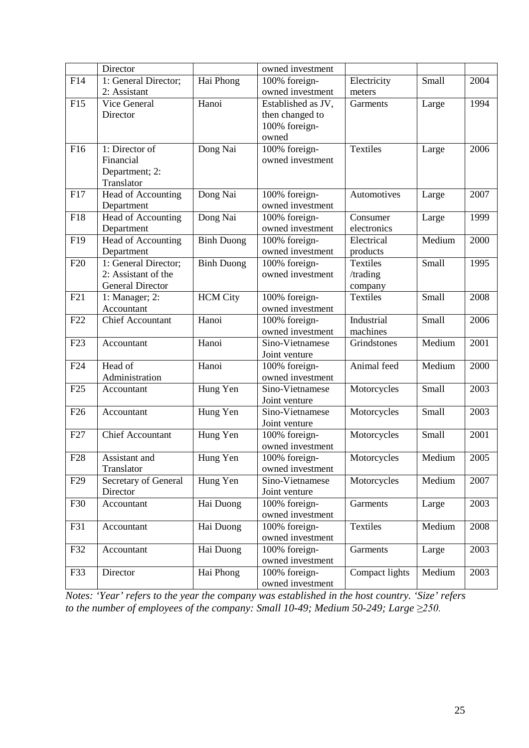| | | | | | | |
|---|---|---|---|---|---|---|
| | Director | | owned investment | | | |
| F14 | 1: General Director; 2: Assistant | Hai Phong | 100% foreign-owned investment | Electricity meters | Small | 2004 |
| F15 | Vice General Director | Hanoi | Established as JV, then changed to 100% foreign-owned | Garments | Large | 1994 |
| F16 | 1: Director of Financial Department; 2: Translator | Dong Nai | 100% foreign-owned investment | Textiles | Large | 2006 |
| F17 | Head of Accounting Department | Dong Nai | 100% foreign-owned investment | Automotives | Large | 2007 |
| F18 | Head of Accounting Department | Dong Nai | 100% foreign-owned investment | Consumer electronics | Large | 1999 |
| F19 | Head of Accounting Department | Binh Duong | 100% foreign-owned investment | Electrical products | Medium | 2000 |
| F20 | 1: General Director; 2: Assistant of the General Director | Binh Duong | 100% foreign-owned investment | Textiles /trading company | Small | 1995 |
| F21 | 1: Manager; 2: Accountant | HCM City | 100% foreign-owned investment | Textiles | Small | 2008 |
| F22 | Chief Accountant | Hanoi | 100% foreign-owned investment | Industrial machines | Small | 2006 |
| F23 | Accountant | Hanoi | Sino-Vietnamese Joint venture | Grindstones | Medium | 2001 |
| F24 | Head of Administration | Hanoi | 100% foreign-owned investment | Animal feed | Medium | 2000 |
| F25 | Accountant | Hung Yen | Sino-Vietnamese Joint venture | Motorcycles | Small | 2003 |
| F26 | Accountant | Hung Yen | Sino-Vietnamese Joint venture | Motorcycles | Small | 2003 |
| F27 | Chief Accountant | Hung Yen | 100% foreign-owned investment | Motorcycles | Small | 2001 |
| F28 | Assistant and Translator | Hung Yen | 100% foreign-owned investment | Motorcycles | Medium | 2005 |
| F29 | Secretary of General Director | Hung Yen | Sino-Vietnamese Joint venture | Motorcycles | Medium | 2007 |
| F30 | Accountant | Hai Duong | 100% foreign-owned investment | Garments | Large | 2003 |
| F31 | Accountant | Hai Duong | 100% foreign-owned investment | Textiles | Medium | 2008 |
| F32 | Accountant | Hai Duong | 100% foreign-owned investment | Garments | Large | 2003 |
| F33 | Director | Hai Phong | 100% foreign-owned investment | Compact lights | Medium | 2003 |

*Notes: 'Year' refers to the year the company was established in the host country. 'Size' refers to the number of employees of the company: Small 10-49; Medium 50-249; Large ≥250.*